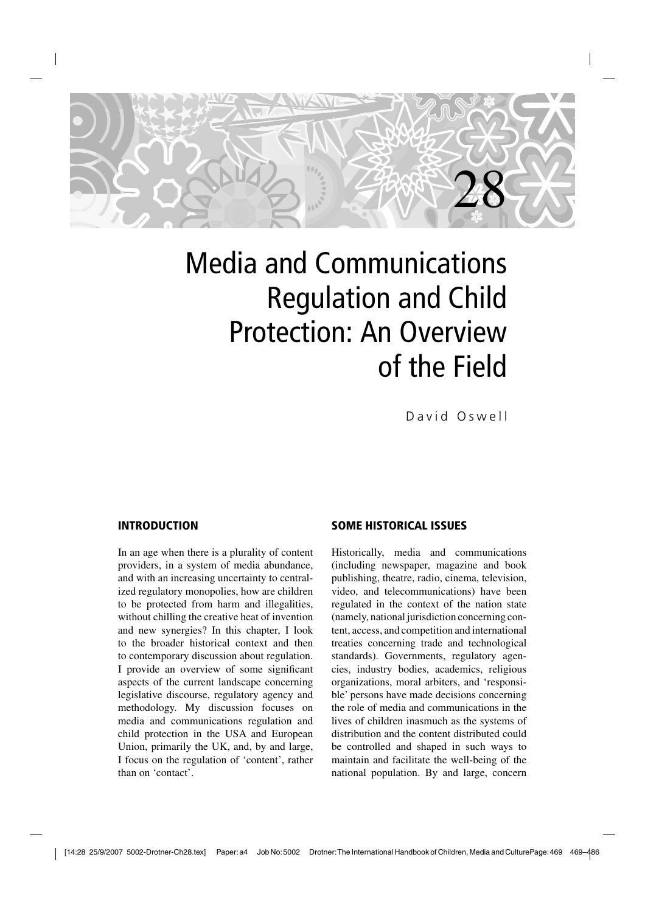# 28

# Media and Communications Regulation and Child Protection: An Overview of the Field

David Oswell

## INTRODUCTION

In an age when there is a plurality of content providers, in a system of media abundance, and with an increasing uncertainty to centralized regulatory monopolies, how are children to be protected from harm and illegalities, without chilling the creative heat of invention and new synergies? In this chapter, I look to the broader historical context and then to contemporary discussion about regulation. I provide an overview of some significant aspects of the current landscape concerning legislative discourse, regulatory agency and methodology. My discussion focuses on media and communications regulation and child protection in the USA and European Union, primarily the UK, and, by and large, I focus on the regulation of 'content', rather than on 'contact'.

## SOME HISTORICAL ISSUES

Historically, media and communications (including newspaper, magazine and book publishing, theatre, radio, cinema, television, video, and telecommunications) have been regulated in the context of the nation state (namely, national jurisdiction concerning content, access, and competition and international treaties concerning trade and technological standards). Governments, regulatory agencies, industry bodies, academics, religious organizations, moral arbiters, and 'responsible' persons have made decisions concerning the role of media and communications in the lives of children inasmuch as the systems of distribution and the content distributed could be controlled and shaped in such ways to maintain and facilitate the well-being of the national population. By and large, concern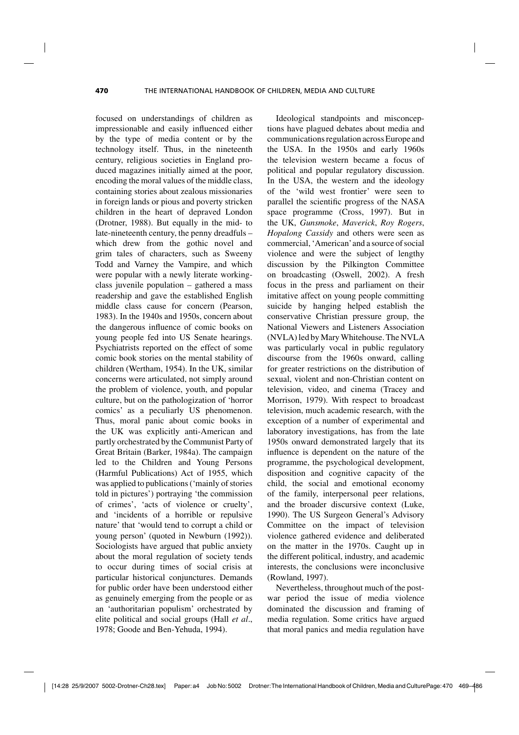focused on understandings of children as impressionable and easily influenced either by the type of media content or by the technology itself. Thus, in the nineteenth century, religious societies in England produced magazines initially aimed at the poor, encoding the moral values of the middle class, containing stories about zealous missionaries in foreign lands or pious and poverty stricken children in the heart of depraved London (Drotner, 1988). But equally in the mid- to late-nineteenth century, the penny dreadfuls – which drew from the gothic novel and grim tales of characters, such as Sweeny Todd and Varney the Vampire, and which were popular with a newly literate working-class juvenile population – gathered a mass readership and gave the established English middle class cause for concern (Pearson, 1983). In the 1940s and 1950s, concern about the dangerous influence of comic books on young people fed into US Senate hearings. Psychiatrists reported on the effect of some comic book stories on the mental stability of children (Wertham, 1954). In the UK, similar concerns were articulated, not simply around the problem of violence, youth, and popular culture, but on the pathologization of 'horror comics' as a peculiarly US phenomenon. Thus, moral panic about comic books in the UK was explicitly anti-American and partly orchestrated by the Communist Party of Great Britain (Barker, 1984a). The campaign led to the Children and Young Persons (Harmful Publications) Act of 1955, which was applied to publications ('mainly of stories told in pictures') portraying 'the commission of crimes', 'acts of violence or cruelty', and 'incidents of a horrible or repulsive nature' that 'would tend to corrupt a child or young person' (quoted in Newburn (1992)). Sociologists have argued that public anxiety about the moral regulation of society tends to occur during times of social crisis at particular historical conjunctures. Demands for public order have been understood either as genuinely emerging from the people or as an 'authoritarian populism' orchestrated by elite political and social groups (Hall *et al*., 1978; Goode and Ben-Yehuda, 1994).

Ideological standpoints and misconceptions have plagued debates about media and communications regulation across Europe and the USA. In the 1950s and early 1960s the television western became a focus of political and popular regulatory discussion. In the USA, the western and the ideology of the 'wild west frontier' were seen to parallel the scientific progress of the NASA space programme (Cross, 1997). But in the UK, *Gunsmoke*, *Maverick*, *Roy Rogers*, *Hopalong Cassidy* and others were seen as commercial, 'American' and a source of social violence and were the subject of lengthy discussion by the Pilkington Committee on broadcasting (Oswell, 2002). A fresh focus in the press and parliament on their imitative affect on young people committing suicide by hanging helped establish the conservative Christian pressure group, the National Viewers and Listeners Association (NVLA) led by Mary Whitehouse. The NVLA was particularly vocal in public regulatory discourse from the 1960s onward, calling for greater restrictions on the distribution of sexual, violent and non-Christian content on television, video, and cinema (Tracey and Morrison, 1979). With respect to broadcast television, much academic research, with the exception of a number of experimental and laboratory investigations, has from the late 1950s onward demonstrated largely that its influence is dependent on the nature of the programme, the psychological development, disposition and cognitive capacity of the child, the social and emotional economy of the family, interpersonal peer relations, and the broader discursive context (Luke, 1990). The US Surgeon General's Advisory Committee on the impact of television violence gathered evidence and deliberated on the matter in the 1970s. Caught up in the different political, industry, and academic interests, the conclusions were inconclusive (Rowland, 1997).

Nevertheless, throughout much of the post-war period the issue of media violence dominated the discussion and framing of media regulation. Some critics have argued that moral panics and media regulation have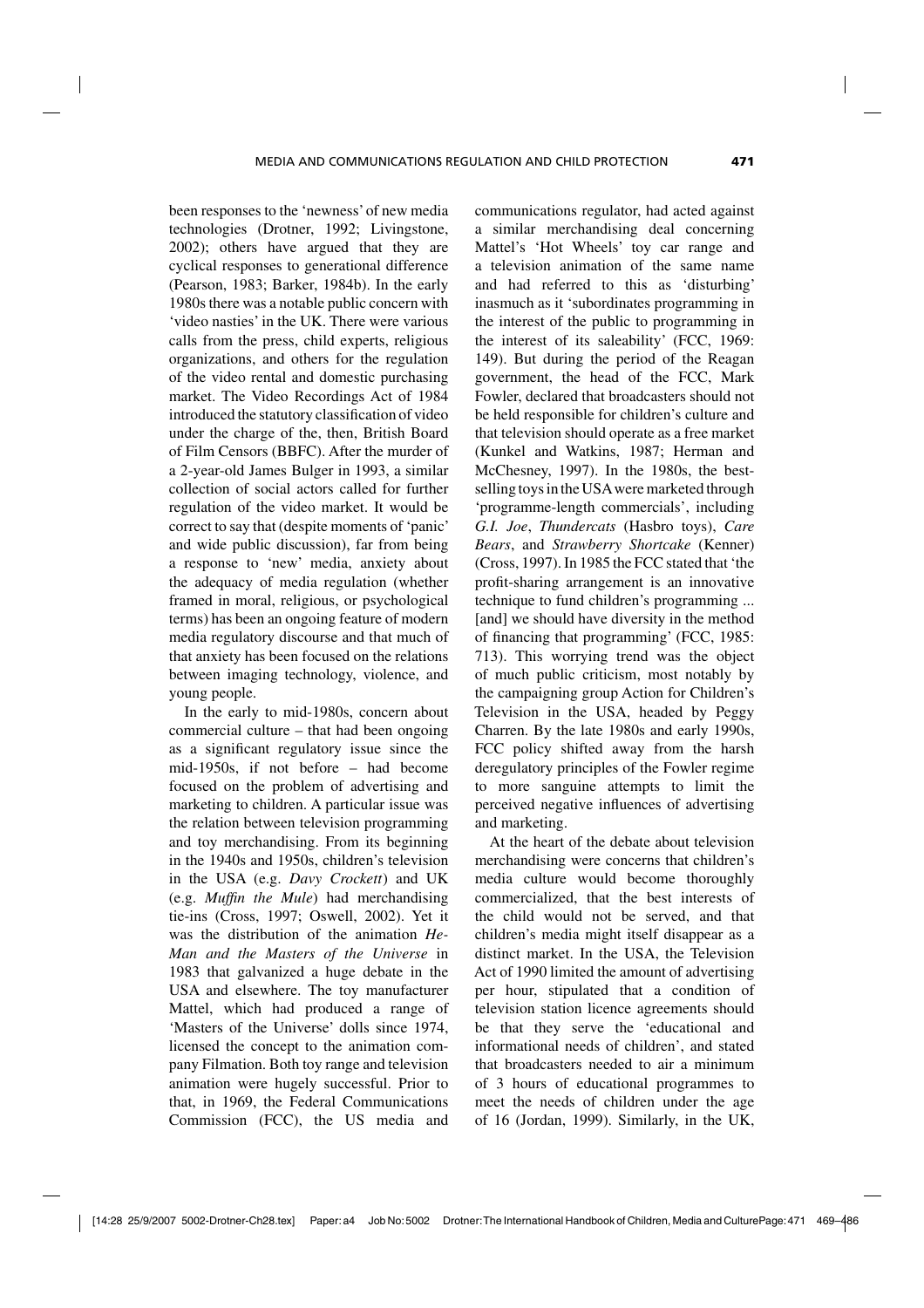been responses to the 'newness' of new media technologies (Drotner, 1992; Livingstone, 2002); others have argued that they are cyclical responses to generational difference (Pearson, 1983; Barker, 1984b). In the early 1980s there was a notable public concern with 'video nasties' in the UK. There were various calls from the press, child experts, religious organizations, and others for the regulation of the video rental and domestic purchasing market. The Video Recordings Act of 1984 introduced the statutory classification of video under the charge of the, then, British Board of Film Censors (BBFC). After the murder of a 2-year-old James Bulger in 1993, a similar collection of social actors called for further regulation of the video market. It would be correct to say that (despite moments of 'panic' and wide public discussion), far from being a response to 'new' media, anxiety about the adequacy of media regulation (whether framed in moral, religious, or psychological terms) has been an ongoing feature of modern media regulatory discourse and that much of that anxiety has been focused on the relations between imaging technology, violence, and young people.

In the early to mid-1980s, concern about commercial culture – that had been ongoing as a significant regulatory issue since the mid-1950s, if not before – had become focused on the problem of advertising and marketing to children. A particular issue was the relation between television programming and toy merchandising. From its beginning in the 1940s and 1950s, children's television in the USA (e.g. *Davy Crockett*) and UK (e.g. *Muffin the Mule*) had merchandising tie-ins (Cross, 1997; Oswell, 2002). Yet it was the distribution of the animation *He-Man and the Masters of the Universe* in 1983 that galvanized a huge debate in the USA and elsewhere. The toy manufacturer Mattel, which had produced a range of 'Masters of the Universe' dolls since 1974, licensed the concept to the animation company Filmation. Both toy range and television animation were hugely successful. Prior to that, in 1969, the Federal Communications Commission (FCC), the US media and communications regulator, had acted against a similar merchandising deal concerning Mattel's 'Hot Wheels' toy car range and a television animation of the same name and had referred to this as 'disturbing' inasmuch as it 'subordinates programming in the interest of the public to programming in the interest of its saleability' (FCC, 1969: 149). But during the period of the Reagan government, the head of the FCC, Mark Fowler, declared that broadcasters should not be held responsible for children's culture and that television should operate as a free market (Kunkel and Watkins, 1987; Herman and McChesney, 1997). In the 1980s, the best-selling toys in the USA were marketed through 'programme-length commercials', including *G.I. Joe*, *Thundercats* (Hasbro toys), *Care Bears*, and *Strawberry Shortcake* (Kenner) (Cross, 1997). In 1985 the FCC stated that 'the profit-sharing arrangement is an innovative technique to fund children's programming ... [and] we should have diversity in the method of financing that programming' (FCC, 1985: 713). This worrying trend was the object of much public criticism, most notably by the campaigning group Action for Children's Television in the USA, headed by Peggy Charren. By the late 1980s and early 1990s, FCC policy shifted away from the harsh deregulatory principles of the Fowler regime to more sanguine attempts to limit the perceived negative influences of advertising and marketing.

At the heart of the debate about television merchandising were concerns that children's media culture would become thoroughly commercialized, that the best interests of the child would not be served, and that children's media might itself disappear as a distinct market. In the USA, the Television Act of 1990 limited the amount of advertising per hour, stipulated that a condition of television station licence agreements should be that they serve the 'educational and informational needs of children', and stated that broadcasters needed to air a minimum of 3 hours of educational programmes to meet the needs of children under the age of 16 (Jordan, 1999). Similarly, in the UK,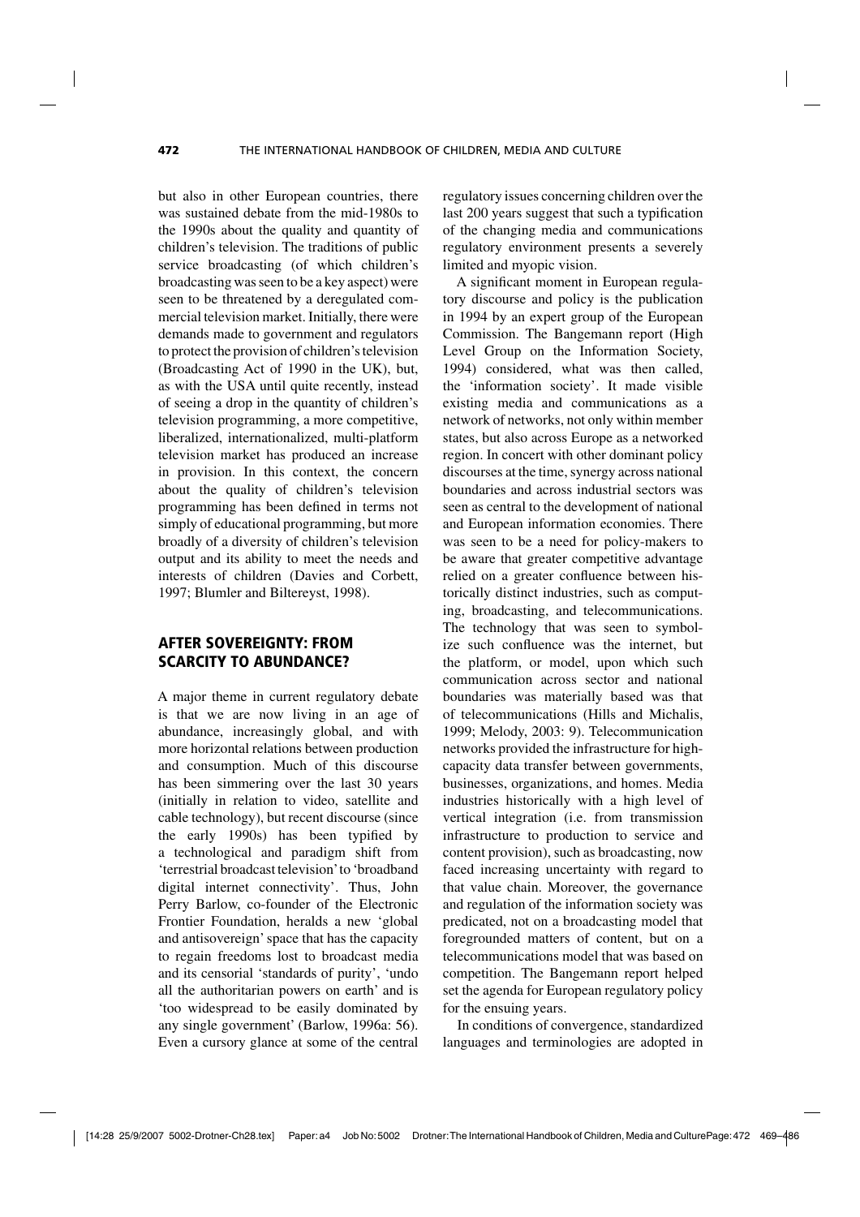but also in other European countries, there was sustained debate from the mid-1980s to the 1990s about the quality and quantity of children's television. The traditions of public service broadcasting (of which children's broadcasting was seen to be a key aspect) were seen to be threatened by a deregulated commercial television market. Initially, there were demands made to government and regulators to protect the provision of children's television (Broadcasting Act of 1990 in the UK), but, as with the USA until quite recently, instead of seeing a drop in the quantity of children's television programming, a more competitive, liberalized, internationalized, multi-platform television market has produced an increase in provision. In this context, the concern about the quality of children's television programming has been defined in terms not simply of educational programming, but more broadly of a diversity of children's television output and its ability to meet the needs and interests of children (Davies and Corbett, 1997; Blumler and Biltereyst, 1998).

## AFTER SOVEREIGNTY: FROM SCARCITY TO ABUNDANCE?

A major theme in current regulatory debate is that we are now living in an age of abundance, increasingly global, and with more horizontal relations between production and consumption. Much of this discourse has been simmering over the last 30 years (initially in relation to video, satellite and cable technology), but recent discourse (since the early 1990s) has been typified by a technological and paradigm shift from 'terrestrial broadcast television' to 'broadband digital internet connectivity'. Thus, John Perry Barlow, co-founder of the Electronic Frontier Foundation, heralds a new 'global and antisovereign' space that has the capacity to regain freedoms lost to broadcast media and its censorial 'standards of purity', 'undo all the authoritarian powers on earth' and is 'too widespread to be easily dominated by any single government' (Barlow, 1996a: 56). Even a cursory glance at some of the central regulatory issues concerning children over the last 200 years suggest that such a typification of the changing media and communications regulatory environment presents a severely limited and myopic vision.

A significant moment in European regulatory discourse and policy is the publication in 1994 by an expert group of the European Commission. The Bangemann report (High Level Group on the Information Society, 1994) considered, what was then called, the 'information society'. It made visible existing media and communications as a network of networks, not only within member states, but also across Europe as a networked region. In concert with other dominant policy discourses at the time, synergy across national boundaries and across industrial sectors was seen as central to the development of national and European information economies. There was seen to be a need for policy-makers to be aware that greater competitive advantage relied on a greater confluence between historically distinct industries, such as computing, broadcasting, and telecommunications. The technology that was seen to symbolize such confluence was the internet, but the platform, or model, upon which such communication across sector and national boundaries was materially based was that of telecommunications (Hills and Michalis, 1999; Melody, 2003: 9). Telecommunication networks provided the infrastructure for high-capacity data transfer between governments, businesses, organizations, and homes. Media industries historically with a high level of vertical integration (i.e. from transmission infrastructure to production to service and content provision), such as broadcasting, now faced increasing uncertainty with regard to that value chain. Moreover, the governance and regulation of the information society was predicated, not on a broadcasting model that foregrounded matters of content, but on a telecommunications model that was based on competition. The Bangemann report helped set the agenda for European regulatory policy for the ensuing years.

In conditions of convergence, standardized languages and terminologies are adopted in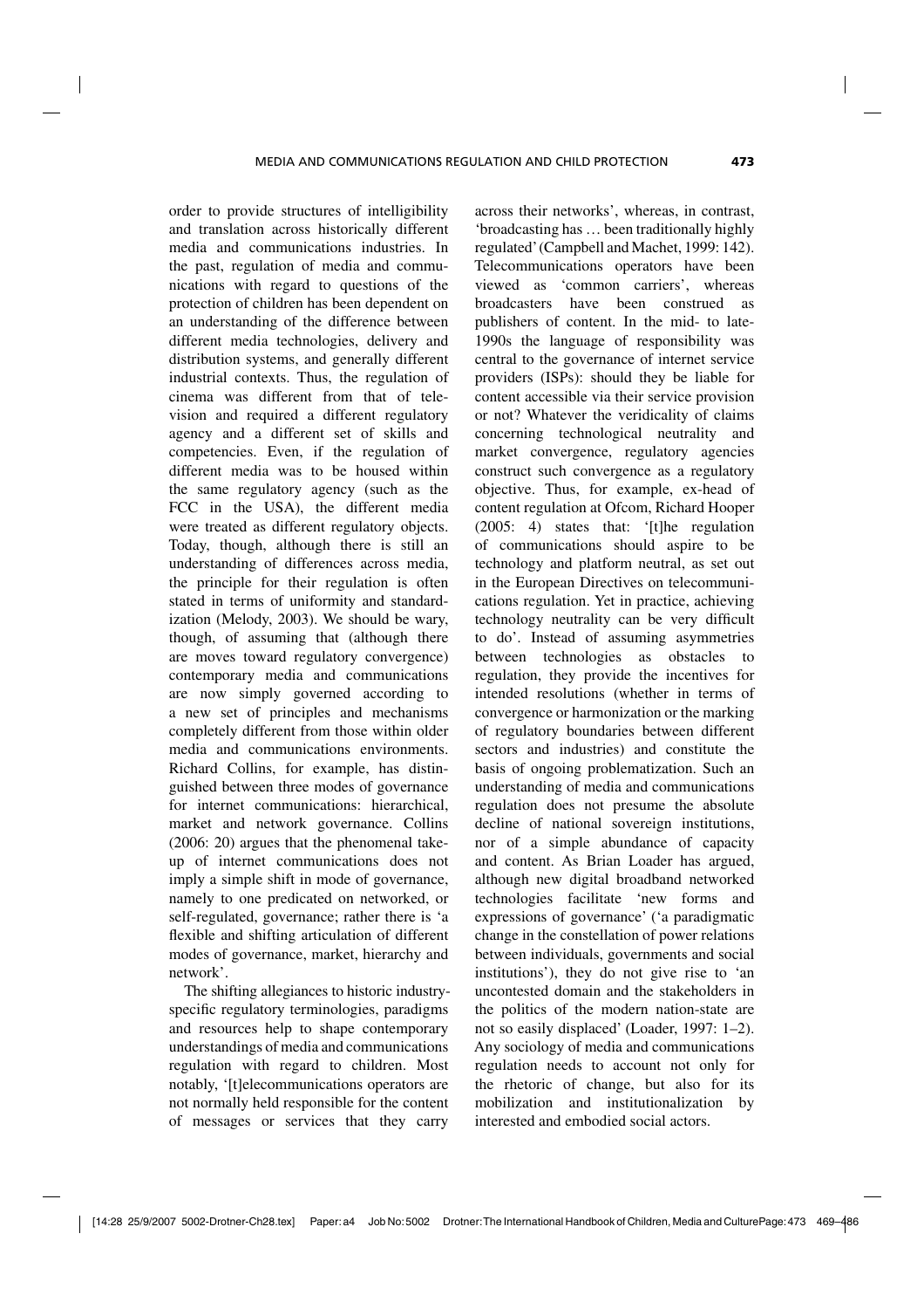order to provide structures of intelligibility and translation across historically different media and communications industries. In the past, regulation of media and communications with regard to questions of the protection of children has been dependent on an understanding of the difference between different media technologies, delivery and distribution systems, and generally different industrial contexts. Thus, the regulation of cinema was different from that of television and required a different regulatory agency and a different set of skills and competencies. Even, if the regulation of different media was to be housed within the same regulatory agency (such as the FCC in the USA), the different media were treated as different regulatory objects. Today, though, although there is still an understanding of differences across media, the principle for their regulation is often stated in terms of uniformity and standardization (Melody, 2003). We should be wary, though, of assuming that (although there are moves toward regulatory convergence) contemporary media and communications are now simply governed according to a new set of principles and mechanisms completely different from those within older media and communications environments. Richard Collins, for example, has distinguished between three modes of governance for internet communications: hierarchical, market and network governance. Collins (2006: 20) argues that the phenomenal take-up of internet communications does not imply a simple shift in mode of governance, namely to one predicated on networked, or self-regulated, governance; rather there is 'a flexible and shifting articulation of different modes of governance, market, hierarchy and network'.

The shifting allegiances to historic industry-specific regulatory terminologies, paradigms and resources help to shape contemporary understandings of media and communications regulation with regard to children. Most notably, '[t]elecommunications operators are not normally held responsible for the content of messages or services that they carry across their networks', whereas, in contrast, 'broadcasting has … been traditionally highly regulated' (Campbell and Machet, 1999: 142). Telecommunications operators have been viewed as 'common carriers', whereas broadcasters have been construed as publishers of content. In the mid- to late-1990s the language of responsibility was central to the governance of internet service providers (ISPs): should they be liable for content accessible via their service provision or not? Whatever the veridicality of claims concerning technological neutrality and market convergence, regulatory agencies construct such convergence as a regulatory objective. Thus, for example, ex-head of content regulation at Ofcom, Richard Hooper (2005: 4) states that: '[t]he regulation of communications should aspire to be technology and platform neutral, as set out in the European Directives on telecommunications regulation. Yet in practice, achieving technology neutrality can be very difficult to do'. Instead of assuming asymmetries between technologies as obstacles to regulation, they provide the incentives for intended resolutions (whether in terms of convergence or harmonization or the marking of regulatory boundaries between different sectors and industries) and constitute the basis of ongoing problematization. Such an understanding of media and communications regulation does not presume the absolute decline of national sovereign institutions, nor of a simple abundance of capacity and content. As Brian Loader has argued, although new digital broadband networked technologies facilitate 'new forms and expressions of governance' ('a paradigmatic change in the constellation of power relations between individuals, governments and social institutions'), they do not give rise to 'an uncontested domain and the stakeholders in the politics of the modern nation-state are not so easily displaced' (Loader, 1997: 1–2). Any sociology of media and communications regulation needs to account not only for the rhetoric of change, but also for its mobilization and institutionalization by interested and embodied social actors.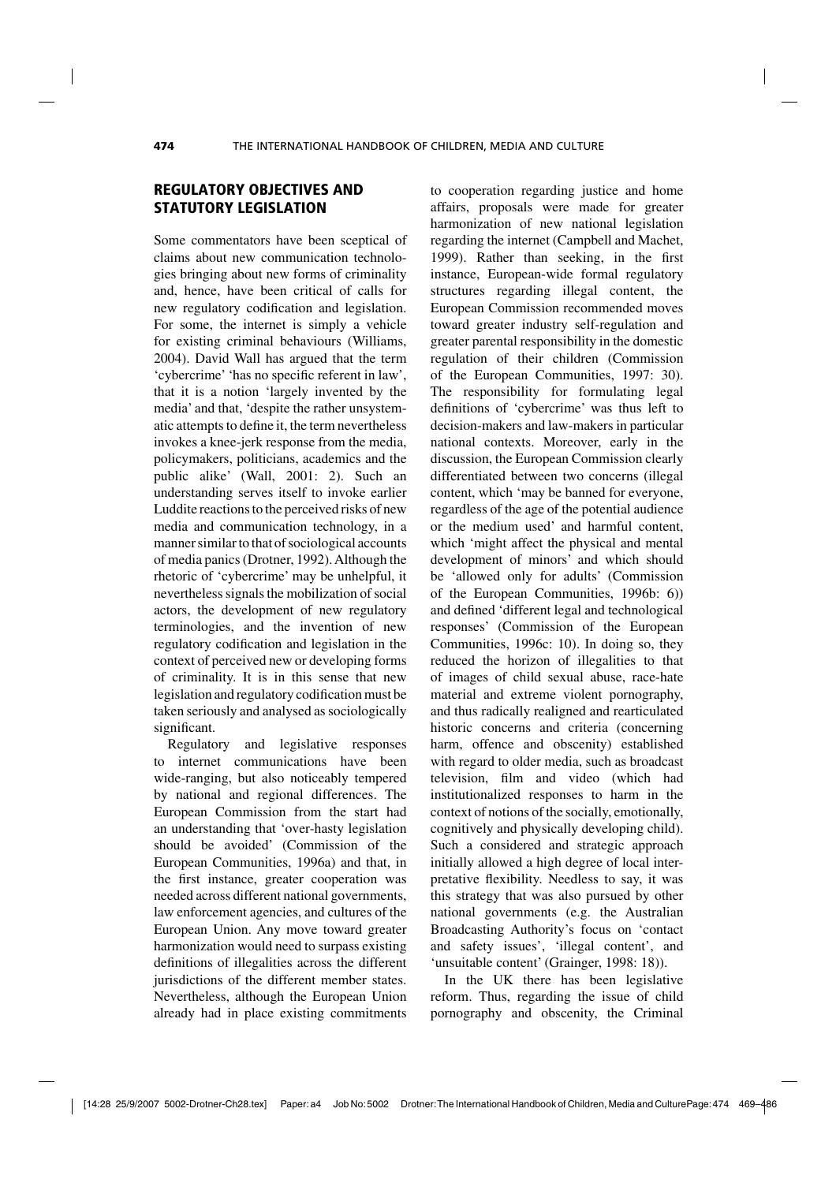## REGULATORY OBJECTIVES AND STATUTORY LEGISLATION

Some commentators have been sceptical of claims about new communication technologies bringing about new forms of criminality and, hence, have been critical of calls for new regulatory codification and legislation. For some, the internet is simply a vehicle for existing criminal behaviours (Williams, 2004). David Wall has argued that the term 'cybercrime' 'has no specific referent in law', that it is a notion 'largely invented by the media' and that, 'despite the rather unsystematic attempts to define it, the term nevertheless invokes a knee-jerk response from the media, policymakers, politicians, academics and the public alike' (Wall, 2001: 2). Such an understanding serves itself to invoke earlier Luddite reactions to the perceived risks of new media and communication technology, in a manner similar to that of sociological accounts of media panics (Drotner, 1992). Although the rhetoric of 'cybercrime' may be unhelpful, it nevertheless signals the mobilization of social actors, the development of new regulatory terminologies, and the invention of new regulatory codification and legislation in the context of perceived new or developing forms of criminality. It is in this sense that new legislation and regulatory codification must be taken seriously and analysed as sociologically significant.

Regulatory and legislative responses to internet communications have been wide-ranging, but also noticeably tempered by national and regional differences. The European Commission from the start had an understanding that 'over-hasty legislation should be avoided' (Commission of the European Communities, 1996a) and that, in the first instance, greater cooperation was needed across different national governments, law enforcement agencies, and cultures of the European Union. Any move toward greater harmonization would need to surpass existing definitions of illegalities across the different jurisdictions of the different member states. Nevertheless, although the European Union already had in place existing commitments to cooperation regarding justice and home affairs, proposals were made for greater harmonization of new national legislation regarding the internet (Campbell and Machet, 1999). Rather than seeking, in the first instance, European-wide formal regulatory structures regarding illegal content, the European Commission recommended moves toward greater industry self-regulation and greater parental responsibility in the domestic regulation of their children (Commission of the European Communities, 1997: 30). The responsibility for formulating legal definitions of 'cybercrime' was thus left to decision-makers and law-makers in particular national contexts. Moreover, early in the discussion, the European Commission clearly differentiated between two concerns (illegal content, which 'may be banned for everyone, regardless of the age of the potential audience or the medium used' and harmful content, which 'might affect the physical and mental development of minors' and which should be 'allowed only for adults' (Commission of the European Communities, 1996b: 6)) and defined 'different legal and technological responses' (Commission of the European Communities, 1996c: 10). In doing so, they reduced the horizon of illegalities to that of images of child sexual abuse, race-hate material and extreme violent pornography, and thus radically realigned and rearticulated historic concerns and criteria (concerning harm, offence and obscenity) established with regard to older media, such as broadcast television, film and video (which had institutionalized responses to harm in the context of notions of the socially, emotionally, cognitively and physically developing child). Such a considered and strategic approach initially allowed a high degree of local interpretative flexibility. Needless to say, it was this strategy that was also pursued by other national governments (e.g. the Australian Broadcasting Authority's focus on 'contact and safety issues', 'illegal content', and 'unsuitable content' (Grainger, 1998: 18)).

In the UK there has been legislative reform. Thus, regarding the issue of child pornography and obscenity, the Criminal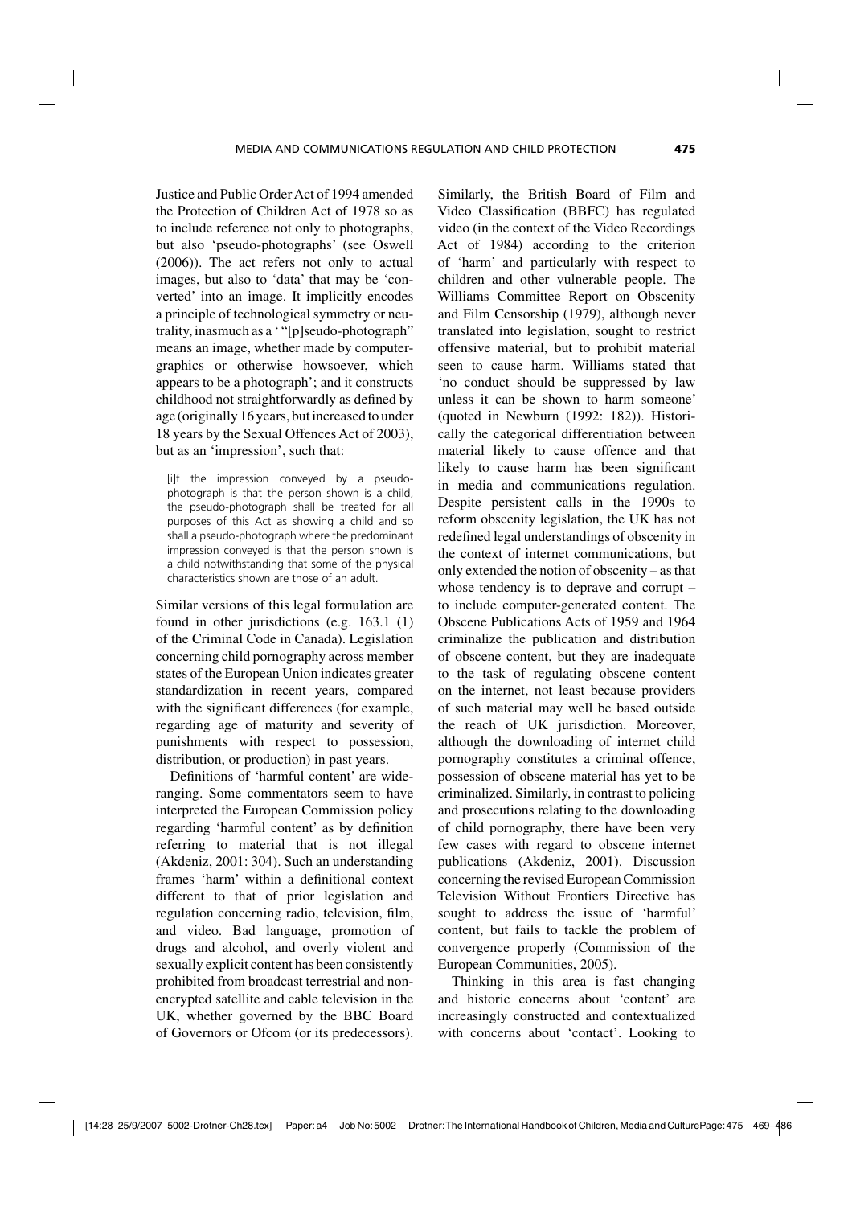Justice and Public Order Act of 1994 amended the Protection of Children Act of 1978 so as to include reference not only to photographs, but also 'pseudo-photographs' (see Oswell (2006)). The act refers not only to actual images, but also to 'data' that may be 'converted' into an image. It implicitly encodes a principle of technological symmetry or neutrality, inasmuch as a ' "[p]seudo-photograph" means an image, whether made by computer-graphics or otherwise howsoever, which appears to be a photograph'; and it constructs childhood not straightforwardly as defined by age (originally 16 years, but increased to under 18 years by the Sexual Offences Act of 2003), but as an 'impression', such that:

> [i]f the impression conveyed by a pseudo-photograph is that the person shown is a child, the pseudo-photograph shall be treated for all purposes of this Act as showing a child and so shall a pseudo-photograph where the predominant impression conveyed is that the person shown is a child notwithstanding that some of the physical characteristics shown are those of an adult.

Similar versions of this legal formulation are found in other jurisdictions (e.g. 163.1 (1) of the Criminal Code in Canada). Legislation concerning child pornography across member states of the European Union indicates greater standardization in recent years, compared with the significant differences (for example, regarding age of maturity and severity of punishments with respect to possession, distribution, or production) in past years.

Definitions of 'harmful content' are wide-ranging. Some commentators seem to have interpreted the European Commission policy regarding 'harmful content' as by definition referring to material that is not illegal (Akdeniz, 2001: 304). Such an understanding frames 'harm' within a definitional context different to that of prior legislation and regulation concerning radio, television, film, and video. Bad language, promotion of drugs and alcohol, and overly violent and sexually explicit content has been consistently prohibited from broadcast terrestrial and non-encrypted satellite and cable television in the UK, whether governed by the BBC Board of Governors or Ofcom (or its predecessors). Similarly, the British Board of Film and Video Classification (BBFC) has regulated video (in the context of the Video Recordings Act of 1984) according to the criterion of 'harm' and particularly with respect to children and other vulnerable people. The Williams Committee Report on Obscenity and Film Censorship (1979), although never translated into legislation, sought to restrict offensive material, but to prohibit material seen to cause harm. Williams stated that 'no conduct should be suppressed by law unless it can be shown to harm someone' (quoted in Newburn (1992: 182)). Historically the categorical differentiation between material likely to cause offence and that likely to cause harm has been significant in media and communications regulation. Despite persistent calls in the 1990s to reform obscenity legislation, the UK has not redefined legal understandings of obscenity in the context of internet communications, but only extended the notion of obscenity – as that whose tendency is to deprave and corrupt – to include computer-generated content. The Obscene Publications Acts of 1959 and 1964 criminalize the publication and distribution of obscene content, but they are inadequate to the task of regulating obscene content on the internet, not least because providers of such material may well be based outside the reach of UK jurisdiction. Moreover, although the downloading of internet child pornography constitutes a criminal offence, possession of obscene material has yet to be criminalized. Similarly, in contrast to policing and prosecutions relating to the downloading of child pornography, there have been very few cases with regard to obscene internet publications (Akdeniz, 2001). Discussion concerning the revised European Commission Television Without Frontiers Directive has sought to address the issue of 'harmful' content, but fails to tackle the problem of convergence properly (Commission of the European Communities, 2005).

Thinking in this area is fast changing and historic concerns about 'content' are increasingly constructed and contextualized with concerns about 'contact'. Looking to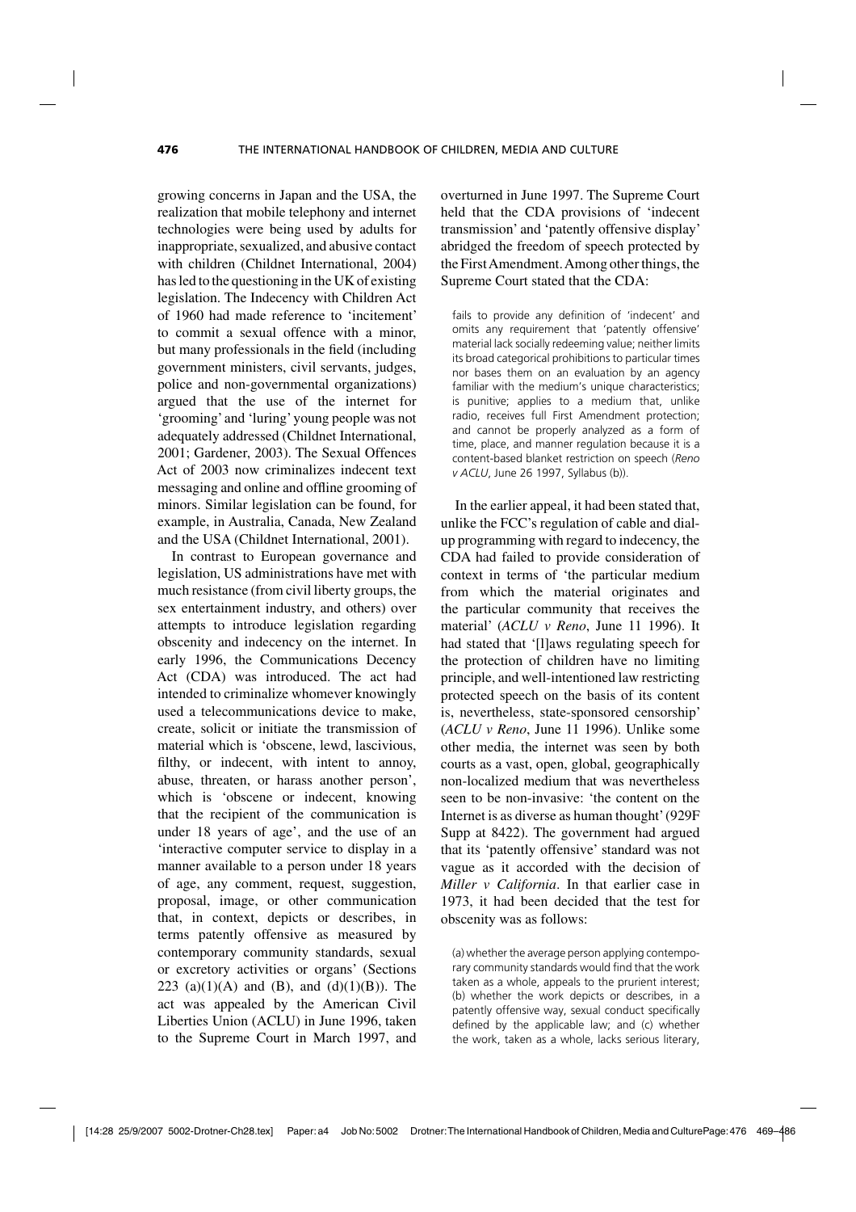growing concerns in Japan and the USA, the realization that mobile telephony and internet technologies were being used by adults for inappropriate, sexualized, and abusive contact with children (Childnet International, 2004) has led to the questioning in the UK of existing legislation. The Indecency with Children Act of 1960 had made reference to 'incitement' to commit a sexual offence with a minor, but many professionals in the field (including government ministers, civil servants, judges, police and non-governmental organizations) argued that the use of the internet for 'grooming' and 'luring' young people was not adequately addressed (Childnet International, 2001; Gardener, 2003). The Sexual Offences Act of 2003 now criminalizes indecent text messaging and online and offline grooming of minors. Similar legislation can be found, for example, in Australia, Canada, New Zealand and the USA (Childnet International, 2001).

In contrast to European governance and legislation, US administrations have met with much resistance (from civil liberty groups, the sex entertainment industry, and others) over attempts to introduce legislation regarding obscenity and indecency on the internet. In early 1996, the Communications Decency Act (CDA) was introduced. The act had intended to criminalize whomever knowingly used a telecommunications device to make, create, solicit or initiate the transmission of material which is 'obscene, lewd, lascivious, filthy, or indecent, with intent to annoy, abuse, threaten, or harass another person', which is 'obscene or indecent, knowing that the recipient of the communication is under 18 years of age', and the use of an 'interactive computer service to display in a manner available to a person under 18 years of age, any comment, request, suggestion, proposal, image, or other communication that, in context, depicts or describes, in terms patently offensive as measured by contemporary community standards, sexual or excretory activities or organs' (Sections 223 (a)(1)(A) and (B), and (d)(1)(B)). The act was appealed by the American Civil Liberties Union (ACLU) in June 1996, taken to the Supreme Court in March 1997, and overturned in June 1997. The Supreme Court held that the CDA provisions of 'indecent transmission' and 'patently offensive display' abridged the freedom of speech protected by the First Amendment. Among other things, the Supreme Court stated that the CDA:

> fails to provide any definition of 'indecent' and omits any requirement that 'patently offensive' material lack socially redeeming value; neither limits its broad categorical prohibitions to particular times nor bases them on an evaluation by an agency familiar with the medium's unique characteristics; is punitive; applies to a medium that, unlike radio, receives full First Amendment protection; and cannot be properly analyzed as a form of time, place, and manner regulation because it is a content-based blanket restriction on speech (*Reno v ACLU*, June 26 1997, Syllabus (b)).

In the earlier appeal, it had been stated that, unlike the FCC's regulation of cable and dial-up programming with regard to indecency, the CDA had failed to provide consideration of context in terms of 'the particular medium from which the material originates and the particular community that receives the material' (*ACLU v Reno*, June 11 1996). It had stated that '[l]aws regulating speech for the protection of children have no limiting principle, and well-intentioned law restricting protected speech on the basis of its content is, nevertheless, state-sponsored censorship' (*ACLU v Reno*, June 11 1996). Unlike some other media, the internet was seen by both courts as a vast, open, global, geographically non-localized medium that was nevertheless seen to be non-invasive: 'the content on the Internet is as diverse as human thought' (929F Supp at 8422). The government had argued that its 'patently offensive' standard was not vague as it accorded with the decision of *Miller v California*. In that earlier case in 1973, it had been decided that the test for obscenity was as follows:

> (a) whether the average person applying contemporary community standards would find that the work taken as a whole, appeals to the prurient interest; (b) whether the work depicts or describes, in a patently offensive way, sexual conduct specifically defined by the applicable law; and (c) whether the work, taken as a whole, lacks serious literary,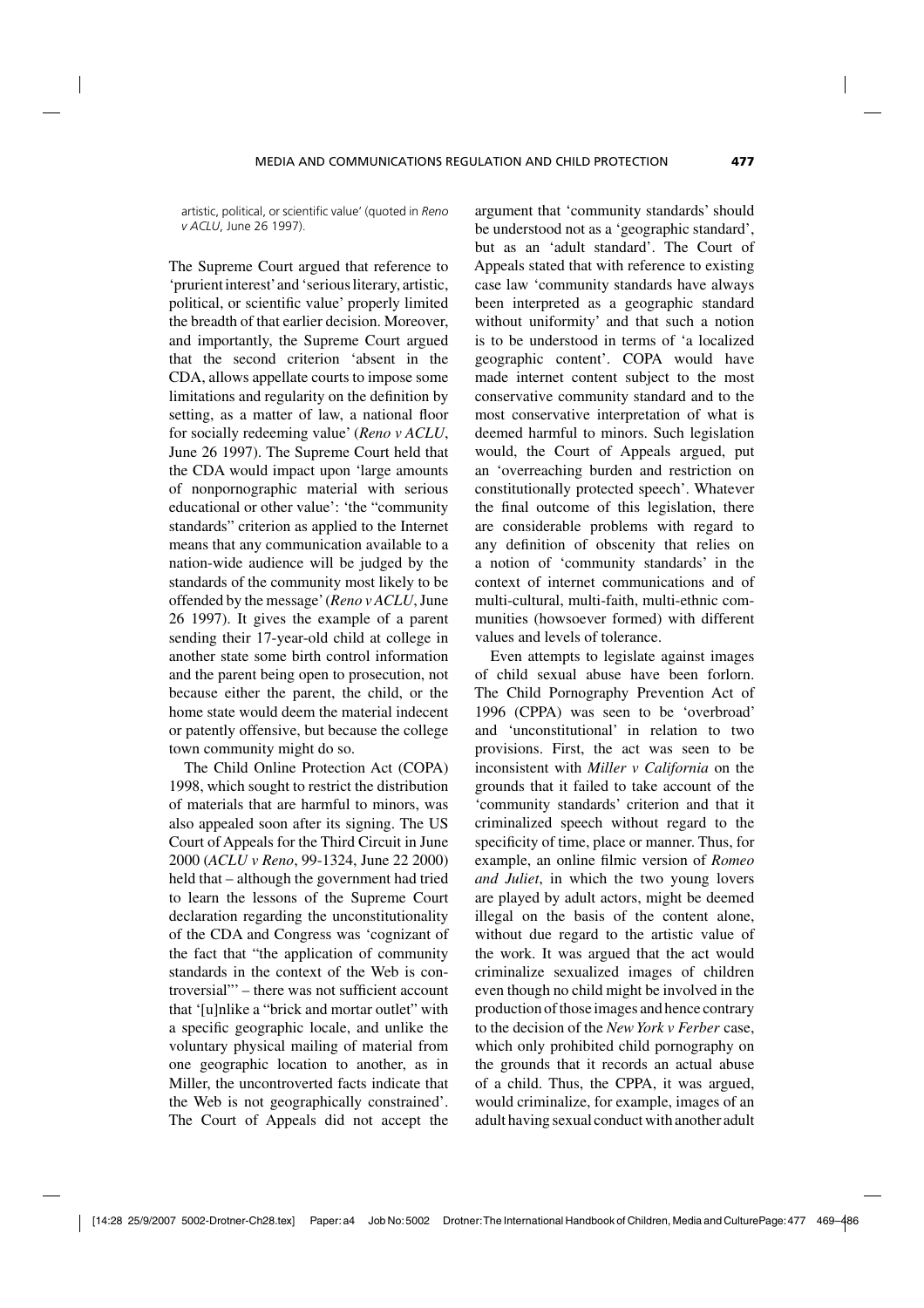artistic, political, or scientific value' (quoted in *Reno v ACLU*, June 26 1997).

The Supreme Court argued that reference to 'prurient interest' and 'serious literary, artistic, political, or scientific value' properly limited the breadth of that earlier decision. Moreover, and importantly, the Supreme Court argued that the second criterion 'absent in the CDA, allows appellate courts to impose some limitations and regularity on the definition by setting, as a matter of law, a national floor for socially redeeming value' (*Reno v ACLU*, June 26 1997). The Supreme Court held that the CDA would impact upon 'large amounts of nonpornographic material with serious educational or other value': 'the "community standards" criterion as applied to the Internet means that any communication available to a nation-wide audience will be judged by the standards of the community most likely to be offended by the message' (*Reno v ACLU*, June 26 1997). It gives the example of a parent sending their 17-year-old child at college in another state some birth control information and the parent being open to prosecution, not because either the parent, the child, or the home state would deem the material indecent or patently offensive, but because the college town community might do so.

The Child Online Protection Act (COPA) 1998, which sought to restrict the distribution of materials that are harmful to minors, was also appealed soon after its signing. The US Court of Appeals for the Third Circuit in June 2000 (*ACLU v Reno*, 99-1324, June 22 2000) held that – although the government had tried to learn the lessons of the Supreme Court declaration regarding the unconstitutionality of the CDA and Congress was 'cognizant of the fact that "the application of community standards in the context of the Web is controversial"' – there was not sufficient account that '[u]nlike a "brick and mortar outlet" with a specific geographic locale, and unlike the voluntary physical mailing of material from one geographic location to another, as in Miller, the uncontroverted facts indicate that the Web is not geographically constrained'. The Court of Appeals did not accept the argument that 'community standards' should be understood not as a 'geographic standard', but as an 'adult standard'. The Court of Appeals stated that with reference to existing case law 'community standards have always been interpreted as a geographic standard without uniformity' and that such a notion is to be understood in terms of 'a localized geographic content'. COPA would have made internet content subject to the most conservative community standard and to the most conservative interpretation of what is deemed harmful to minors. Such legislation would, the Court of Appeals argued, put an 'overreaching burden and restriction on constitutionally protected speech'. Whatever the final outcome of this legislation, there are considerable problems with regard to any definition of obscenity that relies on a notion of 'community standards' in the context of internet communications and of multi-cultural, multi-faith, multi-ethnic communities (howsoever formed) with different values and levels of tolerance.

Even attempts to legislate against images of child sexual abuse have been forlorn. The Child Pornography Prevention Act of 1996 (CPPA) was seen to be 'overbroad' and 'unconstitutional' in relation to two provisions. First, the act was seen to be inconsistent with *Miller v California* on the grounds that it failed to take account of the 'community standards' criterion and that it criminalized speech without regard to the specificity of time, place or manner. Thus, for example, an online filmic version of *Romeo and Juliet*, in which the two young lovers are played by adult actors, might be deemed illegal on the basis of the content alone, without due regard to the artistic value of the work. It was argued that the act would criminalize sexualized images of children even though no child might be involved in the production of those images and hence contrary to the decision of the *New York v Ferber* case, which only prohibited child pornography on the grounds that it records an actual abuse of a child. Thus, the CPPA, it was argued, would criminalize, for example, images of an adult having sexual conduct with another adult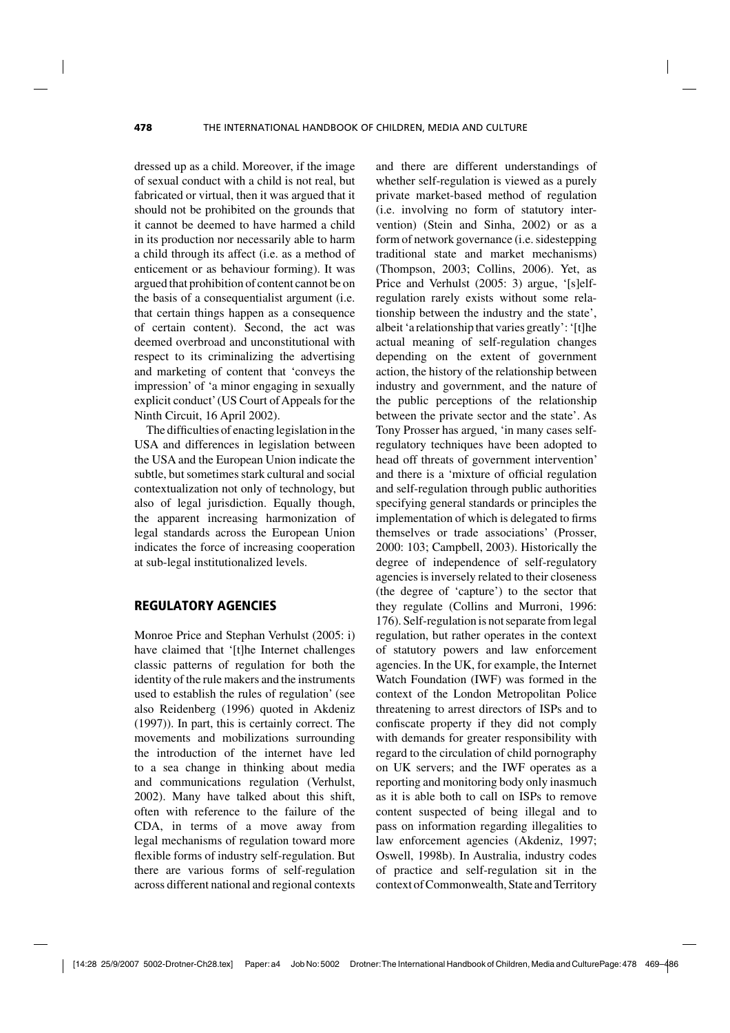dressed up as a child. Moreover, if the image of sexual conduct with a child is not real, but fabricated or virtual, then it was argued that it should not be prohibited on the grounds that it cannot be deemed to have harmed a child in its production nor necessarily able to harm a child through its affect (i.e. as a method of enticement or as behaviour forming). It was argued that prohibition of content cannot be on the basis of a consequentialist argument (i.e. that certain things happen as a consequence of certain content). Second, the act was deemed overbroad and unconstitutional with respect to its criminalizing the advertising and marketing of content that 'conveys the impression' of 'a minor engaging in sexually explicit conduct' (US Court of Appeals for the Ninth Circuit, 16 April 2002).

The difficulties of enacting legislation in the USA and differences in legislation between the USA and the European Union indicate the subtle, but sometimes stark cultural and social contextualization not only of technology, but also of legal jurisdiction. Equally though, the apparent increasing harmonization of legal standards across the European Union indicates the force of increasing cooperation at sub-legal institutionalized levels.

## REGULATORY AGENCIES

Monroe Price and Stephan Verhulst (2005: i) have claimed that '[t]he Internet challenges classic patterns of regulation for both the identity of the rule makers and the instruments used to establish the rules of regulation' (see also Reidenberg (1996) quoted in Akdeniz (1997)). In part, this is certainly correct. The movements and mobilizations surrounding the introduction of the internet have led to a sea change in thinking about media and communications regulation (Verhulst, 2002). Many have talked about this shift, often with reference to the failure of the CDA, in terms of a move away from legal mechanisms of regulation toward more flexible forms of industry self-regulation. But there are various forms of self-regulation across different national and regional contexts and there are different understandings of whether self-regulation is viewed as a purely private market-based method of regulation (i.e. involving no form of statutory intervention) (Stein and Sinha, 2002) or as a form of network governance (i.e. sidestepping traditional state and market mechanisms) (Thompson, 2003; Collins, 2006). Yet, as Price and Verhulst (2005: 3) argue, '[s]elf-regulation rarely exists without some relationship between the industry and the state', albeit 'a relationship that varies greatly': '[t]he actual meaning of self-regulation changes depending on the extent of government action, the history of the relationship between industry and government, and the nature of the public perceptions of the relationship between the private sector and the state'. As Tony Prosser has argued, 'in many cases self-regulatory techniques have been adopted to head off threats of government intervention' and there is a 'mixture of official regulation and self-regulation through public authorities specifying general standards or principles the implementation of which is delegated to firms themselves or trade associations' (Prosser, 2000: 103; Campbell, 2003). Historically the degree of independence of self-regulatory agencies is inversely related to their closeness (the degree of 'capture') to the sector that they regulate (Collins and Murroni, 1996: 176). Self-regulation is not separate from legal regulation, but rather operates in the context of statutory powers and law enforcement agencies. In the UK, for example, the Internet Watch Foundation (IWF) was formed in the context of the London Metropolitan Police threatening to arrest directors of ISPs and to confiscate property if they did not comply with demands for greater responsibility with regard to the circulation of child pornography on UK servers; and the IWF operates as a reporting and monitoring body only inasmuch as it is able both to call on ISPs to remove content suspected of being illegal and to pass on information regarding illegalities to law enforcement agencies (Akdeniz, 1997; Oswell, 1998b). In Australia, industry codes of practice and self-regulation sit in the context of Commonwealth, State and Territory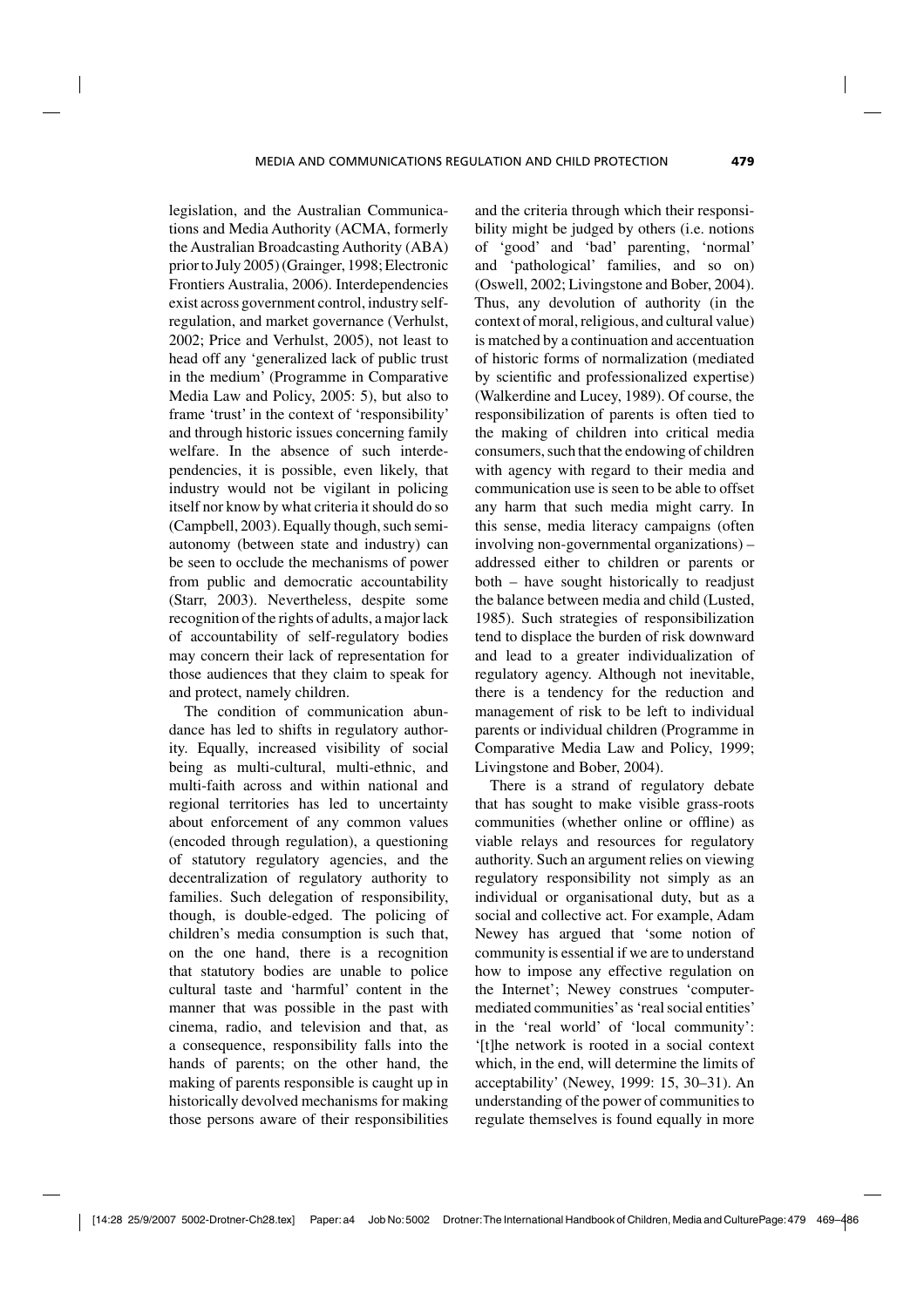legislation, and the Australian Communications and Media Authority (ACMA, formerly the Australian Broadcasting Authority (ABA) prior to July 2005) (Grainger, 1998; Electronic Frontiers Australia, 2006). Interdependencies exist across government control, industry self-regulation, and market governance (Verhulst, 2002; Price and Verhulst, 2005), not least to head off any 'generalized lack of public trust in the medium' (Programme in Comparative Media Law and Policy, 2005: 5), but also to frame 'trust' in the context of 'responsibility' and through historic issues concerning family welfare. In the absence of such interdependencies, it is possible, even likely, that industry would not be vigilant in policing itself nor know by what criteria it should do so (Campbell, 2003). Equally though, such semi-autonomy (between state and industry) can be seen to occlude the mechanisms of power from public and democratic accountability (Starr, 2003). Nevertheless, despite some recognition of the rights of adults, a major lack of accountability of self-regulatory bodies may concern their lack of representation for those audiences that they claim to speak for and protect, namely children.

The condition of communication abundance has led to shifts in regulatory authority. Equally, increased visibility of social being as multi-cultural, multi-ethnic, and multi-faith across and within national and regional territories has led to uncertainty about enforcement of any common values (encoded through regulation), a questioning of statutory regulatory agencies, and the decentralization of regulatory authority to families. Such delegation of responsibility, though, is double-edged. The policing of children's media consumption is such that, on the one hand, there is a recognition that statutory bodies are unable to police cultural taste and 'harmful' content in the manner that was possible in the past with cinema, radio, and television and that, as a consequence, responsibility falls into the hands of parents; on the other hand, the making of parents responsible is caught up in historically devolved mechanisms for making those persons aware of their responsibilities and the criteria through which their responsibility might be judged by others (i.e. notions of 'good' and 'bad' parenting, 'normal' and 'pathological' families, and so on) (Oswell, 2002; Livingstone and Bober, 2004). Thus, any devolution of authority (in the context of moral, religious, and cultural value) is matched by a continuation and accentuation of historic forms of normalization (mediated by scientific and professionalized expertise) (Walkerdine and Lucey, 1989). Of course, the responsibilization of parents is often tied to the making of children into critical media consumers, such that the endowing of children with agency with regard to their media and communication use is seen to be able to offset any harm that such media might carry. In this sense, media literacy campaigns (often involving non-governmental organizations) – addressed either to children or parents or both – have sought historically to readjust the balance between media and child (Lusted, 1985). Such strategies of responsibilization tend to displace the burden of risk downward and lead to a greater individualization of regulatory agency. Although not inevitable, there is a tendency for the reduction and management of risk to be left to individual parents or individual children (Programme in Comparative Media Law and Policy, 1999; Livingstone and Bober, 2004).

There is a strand of regulatory debate that has sought to make visible grass-roots communities (whether online or offline) as viable relays and resources for regulatory authority. Such an argument relies on viewing regulatory responsibility not simply as an individual or organisational duty, but as a social and collective act. For example, Adam Newey has argued that 'some notion of community is essential if we are to understand how to impose any effective regulation on the Internet'; Newey construes 'computer-mediated communities' as 'real social entities' in the 'real world' of 'local community': '[t]he network is rooted in a social context which, in the end, will determine the limits of acceptability' (Newey, 1999: 15, 30–31). An understanding of the power of communities to regulate themselves is found equally in more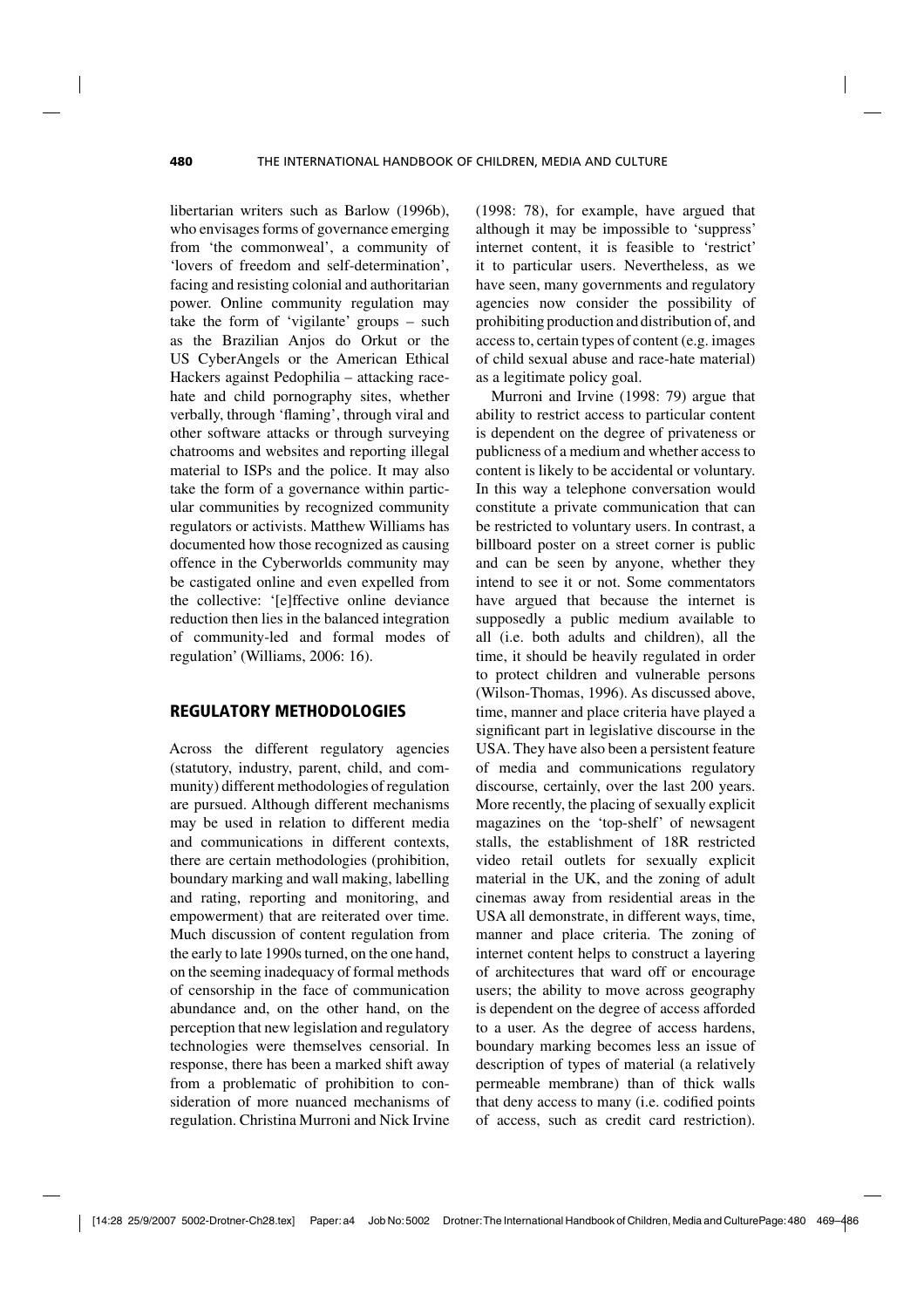libertarian writers such as Barlow (1996b), who envisages forms of governance emerging from 'the commonweal', a community of 'lovers of freedom and self-determination', facing and resisting colonial and authoritarian power. Online community regulation may take the form of 'vigilante' groups – such as the Brazilian Anjos do Orkut or the US CyberAngels or the American Ethical Hackers against Pedophilia – attacking race-hate and child pornography sites, whether verbally, through 'flaming', through viral and other software attacks or through surveying chatrooms and websites and reporting illegal material to ISPs and the police. It may also take the form of a governance within particular communities by recognized community regulators or activists. Matthew Williams has documented how those recognized as causing offence in the Cyberworlds community may be castigated online and even expelled from the collective: '[e]ffective online deviance reduction then lies in the balanced integration of community-led and formal modes of regulation' (Williams, 2006: 16).

## REGULATORY METHODOLOGIES

Across the different regulatory agencies (statutory, industry, parent, child, and community) different methodologies of regulation are pursued. Although different mechanisms may be used in relation to different media and communications in different contexts, there are certain methodologies (prohibition, boundary marking and wall making, labelling and rating, reporting and monitoring, and empowerment) that are reiterated over time. Much discussion of content regulation from the early to late 1990s turned, on the one hand, on the seeming inadequacy of formal methods of censorship in the face of communication abundance and, on the other hand, on the perception that new legislation and regulatory technologies were themselves censorial. In response, there has been a marked shift away from a problematic of prohibition to consideration of more nuanced mechanisms of regulation. Christina Murroni and Nick Irvine (1998: 78), for example, have argued that although it may be impossible to 'suppress' internet content, it is feasible to 'restrict' it to particular users. Nevertheless, as we have seen, many governments and regulatory agencies now consider the possibility of prohibiting production and distribution of, and access to, certain types of content (e.g. images of child sexual abuse and race-hate material) as a legitimate policy goal.

Murroni and Irvine (1998: 79) argue that ability to restrict access to particular content is dependent on the degree of privateness or publicness of a medium and whether access to content is likely to be accidental or voluntary. In this way a telephone conversation would constitute a private communication that can be restricted to voluntary users. In contrast, a billboard poster on a street corner is public and can be seen by anyone, whether they intend to see it or not. Some commentators have argued that because the internet is supposedly a public medium available to all (i.e. both adults and children), all the time, it should be heavily regulated in order to protect children and vulnerable persons (Wilson-Thomas, 1996). As discussed above, time, manner and place criteria have played a significant part in legislative discourse in the USA. They have also been a persistent feature of media and communications regulatory discourse, certainly, over the last 200 years. More recently, the placing of sexually explicit magazines on the 'top-shelf' of newsagent stalls, the establishment of 18R restricted video retail outlets for sexually explicit material in the UK, and the zoning of adult cinemas away from residential areas in the USA all demonstrate, in different ways, time, manner and place criteria. The zoning of internet content helps to construct a layering of architectures that ward off or encourage users; the ability to move across geography is dependent on the degree of access afforded to a user. As the degree of access hardens, boundary marking becomes less an issue of description of types of material (a relatively permeable membrane) than of thick walls that deny access to many (i.e. codified points of access, such as credit card restriction).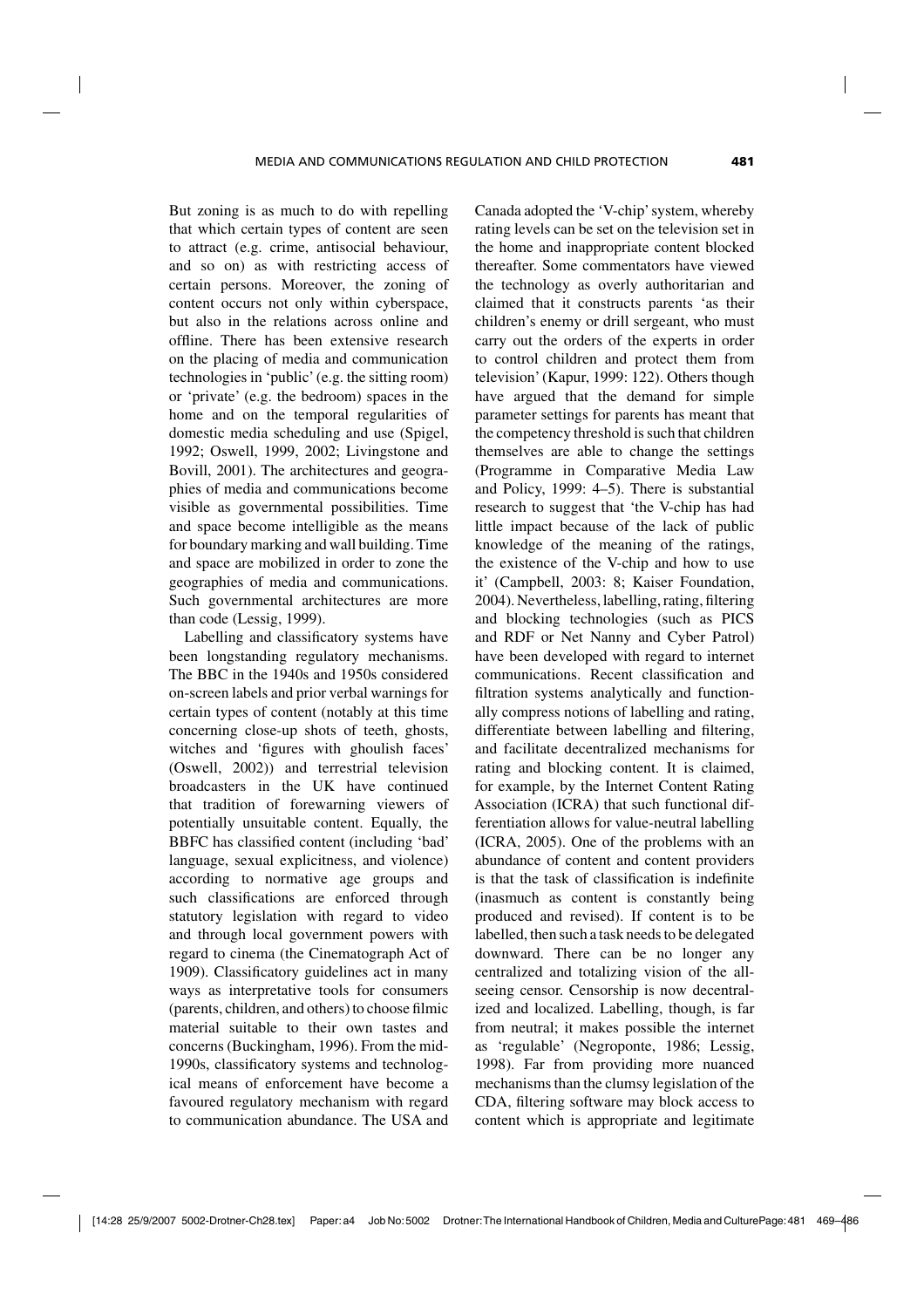But zoning is as much to do with repelling that which certain types of content are seen to attract (e.g. crime, antisocial behaviour, and so on) as with restricting access of certain persons. Moreover, the zoning of content occurs not only within cyberspace, but also in the relations across online and offline. There has been extensive research on the placing of media and communication technologies in 'public' (e.g. the sitting room) or 'private' (e.g. the bedroom) spaces in the home and on the temporal regularities of domestic media scheduling and use (Spigel, 1992; Oswell, 1999, 2002; Livingstone and Bovill, 2001). The architectures and geographies of media and communications become visible as governmental possibilities. Time and space become intelligible as the means for boundary marking and wall building. Time and space are mobilized in order to zone the geographies of media and communications. Such governmental architectures are more than code (Lessig, 1999).

Labelling and classificatory systems have been longstanding regulatory mechanisms. The BBC in the 1940s and 1950s considered on-screen labels and prior verbal warnings for certain types of content (notably at this time concerning close-up shots of teeth, ghosts, witches and 'figures with ghoulish faces' (Oswell, 2002)) and terrestrial television broadcasters in the UK have continued that tradition of forewarning viewers of potentially unsuitable content. Equally, the BBFC has classified content (including 'bad' language, sexual explicitness, and violence) according to normative age groups and such classifications are enforced through statutory legislation with regard to video and through local government powers with regard to cinema (the Cinematograph Act of 1909). Classificatory guidelines act in many ways as interpretative tools for consumers (parents, children, and others) to choose filmic material suitable to their own tastes and concerns (Buckingham, 1996). From the mid-1990s, classificatory systems and technological means of enforcement have become a favoured regulatory mechanism with regard to communication abundance. The USA and Canada adopted the 'V-chip' system, whereby rating levels can be set on the television set in the home and inappropriate content blocked thereafter. Some commentators have viewed the technology as overly authoritarian and claimed that it constructs parents 'as their children's enemy or drill sergeant, who must carry out the orders of the experts in order to control children and protect them from television' (Kapur, 1999: 122). Others though have argued that the demand for simple parameter settings for parents has meant that the competency threshold is such that children themselves are able to change the settings (Programme in Comparative Media Law and Policy, 1999: 4–5). There is substantial research to suggest that 'the V-chip has had little impact because of the lack of public knowledge of the meaning of the ratings, the existence of the V-chip and how to use it' (Campbell, 2003: 8; Kaiser Foundation, 2004). Nevertheless, labelling, rating, filtering and blocking technologies (such as PICS and RDF or Net Nanny and Cyber Patrol) have been developed with regard to internet communications. Recent classification and filtration systems analytically and functionally compress notions of labelling and rating, differentiate between labelling and filtering, and facilitate decentralized mechanisms for rating and blocking content. It is claimed, for example, by the Internet Content Rating Association (ICRA) that such functional differentiation allows for value-neutral labelling (ICRA, 2005). One of the problems with an abundance of content and content providers is that the task of classification is indefinite (inasmuch as content is constantly being produced and revised). If content is to be labelled, then such a task needs to be delegated downward. There can be no longer any centralized and totalizing vision of the all-seeing censor. Censorship is now decentralized and localized. Labelling, though, is far from neutral; it makes possible the internet as 'regulable' (Negroponte, 1986; Lessig, 1998). Far from providing more nuanced mechanisms than the clumsy legislation of the CDA, filtering software may block access to content which is appropriate and legitimate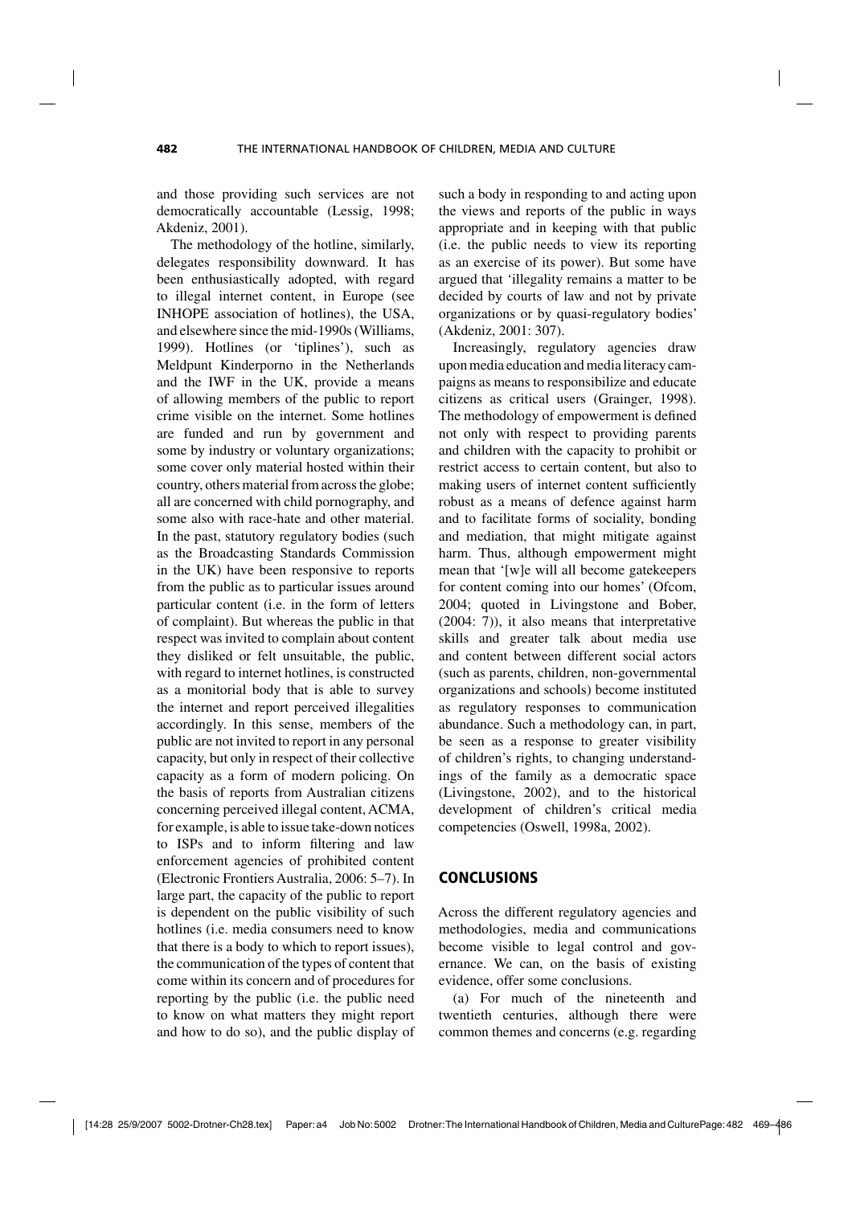and those providing such services are not democratically accountable (Lessig, 1998; Akdeniz, 2001).

The methodology of the hotline, similarly, delegates responsibility downward. It has been enthusiastically adopted, with regard to illegal internet content, in Europe (see INHOPE association of hotlines), the USA, and elsewhere since the mid-1990s (Williams, 1999). Hotlines (or 'tiplines'), such as Meldpunt Kinderporno in the Netherlands and the IWF in the UK, provide a means of allowing members of the public to report crime visible on the internet. Some hotlines are funded and run by government and some by industry or voluntary organizations; some cover only material hosted within their country, others material from across the globe; all are concerned with child pornography, and some also with race-hate and other material. In the past, statutory regulatory bodies (such as the Broadcasting Standards Commission in the UK) have been responsive to reports from the public as to particular issues around particular content (i.e. in the form of letters of complaint). But whereas the public in that respect was invited to complain about content they disliked or felt unsuitable, the public, with regard to internet hotlines, is constructed as a monitorial body that is able to survey the internet and report perceived illegalities accordingly. In this sense, members of the public are not invited to report in any personal capacity, but only in respect of their collective capacity as a form of modern policing. On the basis of reports from Australian citizens concerning perceived illegal content, ACMA, for example, is able to issue take-down notices to ISPs and to inform filtering and law enforcement agencies of prohibited content (Electronic Frontiers Australia, 2006: 5–7). In large part, the capacity of the public to report is dependent on the public visibility of such hotlines (i.e. media consumers need to know that there is a body to which to report issues), the communication of the types of content that come within its concern and of procedures for reporting by the public (i.e. the public need to know on what matters they might report and how to do so), and the public display of such a body in responding to and acting upon the views and reports of the public in ways appropriate and in keeping with that public (i.e. the public needs to view its reporting as an exercise of its power). But some have argued that 'illegality remains a matter to be decided by courts of law and not by private organizations or by quasi-regulatory bodies' (Akdeniz, 2001: 307).

Increasingly, regulatory agencies draw upon media education and media literacy campaigns as means to responsibilize and educate citizens as critical users (Grainger, 1998). The methodology of empowerment is defined not only with respect to providing parents and children with the capacity to prohibit or restrict access to certain content, but also to making users of internet content sufficiently robust as a means of defence against harm and to facilitate forms of sociality, bonding and mediation, that might mitigate against harm. Thus, although empowerment might mean that '[w]e will all become gatekeepers for content coming into our homes' (Ofcom, 2004; quoted in Livingstone and Bober, (2004: 7)), it also means that interpretative skills and greater talk about media use and content between different social actors (such as parents, children, non-governmental organizations and schools) become instituted as regulatory responses to communication abundance. Such a methodology can, in part, be seen as a response to greater visibility of children's rights, to changing understandings of the family as a democratic space (Livingstone, 2002), and to the historical development of children's critical media competencies (Oswell, 1998a, 2002).

## CONCLUSIONS

Across the different regulatory agencies and methodologies, media and communications become visible to legal control and governance. We can, on the basis of existing evidence, offer some conclusions.

(a) For much of the nineteenth and twentieth centuries, although there were common themes and concerns (e.g. regarding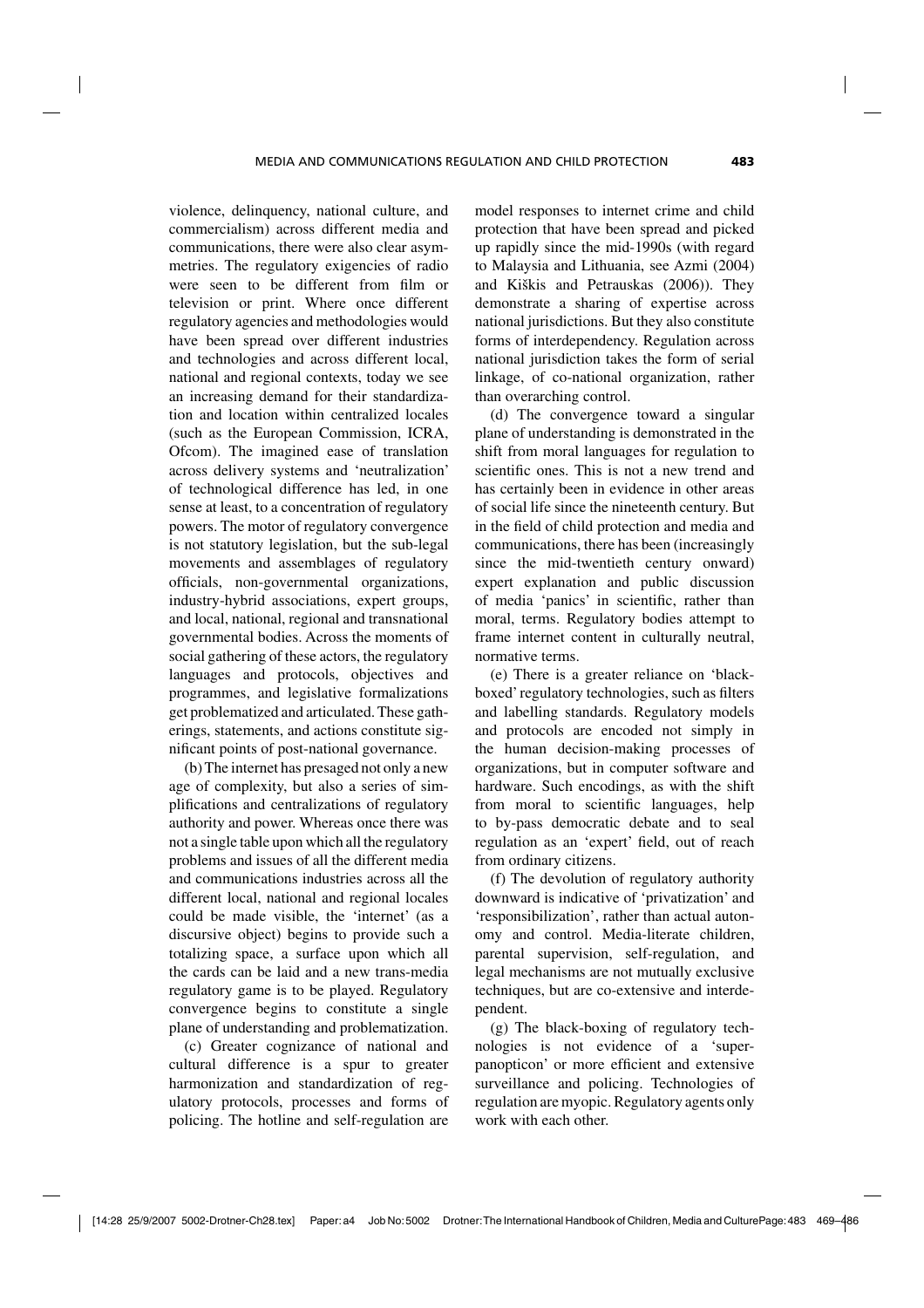violence, delinquency, national culture, and commercialism) across different media and communications, there were also clear asymmetries. The regulatory exigencies of radio were seen to be different from film or television or print. Where once different regulatory agencies and methodologies would have been spread over different industries and technologies and across different local, national and regional contexts, today we see an increasing demand for their standardization and location within centralized locales (such as the European Commission, ICRA, Ofcom). The imagined ease of translation across delivery systems and 'neutralization' of technological difference has led, in one sense at least, to a concentration of regulatory powers. The motor of regulatory convergence is not statutory legislation, but the sub-legal movements and assemblages of regulatory officials, non-governmental organizations, industry-hybrid associations, expert groups, and local, national, regional and transnational governmental bodies. Across the moments of social gathering of these actors, the regulatory languages and protocols, objectives and programmes, and legislative formalizations get problematized and articulated. These gatherings, statements, and actions constitute significant points of post-national governance.

(b) The internet has presaged not only a new age of complexity, but also a series of simplifications and centralizations of regulatory authority and power. Whereas once there was not a single table upon which all the regulatory problems and issues of all the different media and communications industries across all the different local, national and regional locales could be made visible, the 'internet' (as a discursive object) begins to provide such a totalizing space, a surface upon which all the cards can be laid and a new trans-media regulatory game is to be played. Regulatory convergence begins to constitute a single plane of understanding and problematization.

(c) Greater cognizance of national and cultural difference is a spur to greater harmonization and standardization of regulatory protocols, processes and forms of policing. The hotline and self-regulation are model responses to internet crime and child protection that have been spread and picked up rapidly since the mid-1990s (with regard to Malaysia and Lithuania, see Azmi (2004) and Kiškis and Petrauskas (2006)). They demonstrate a sharing of expertise across national jurisdictions. But they also constitute forms of interdependency. Regulation across national jurisdiction takes the form of serial linkage, of co-national organization, rather than overarching control.

(d) The convergence toward a singular plane of understanding is demonstrated in the shift from moral languages for regulation to scientific ones. This is not a new trend and has certainly been in evidence in other areas of social life since the nineteenth century. But in the field of child protection and media and communications, there has been (increasingly since the mid-twentieth century onward) expert explanation and public discussion of media 'panics' in scientific, rather than moral, terms. Regulatory bodies attempt to frame internet content in culturally neutral, normative terms.

(e) There is a greater reliance on 'black-boxed' regulatory technologies, such as filters and labelling standards. Regulatory models and protocols are encoded not simply in the human decision-making processes of organizations, but in computer software and hardware. Such encodings, as with the shift from moral to scientific languages, help to by-pass democratic debate and to seal regulation as an 'expert' field, out of reach from ordinary citizens.

(f) The devolution of regulatory authority downward is indicative of 'privatization' and 'responsibilization', rather than actual autonomy and control. Media-literate children, parental supervision, self-regulation, and legal mechanisms are not mutually exclusive techniques, but are co-extensive and interdependent.

(g) The black-boxing of regulatory technologies is not evidence of a 'super-panopticon' or more efficient and extensive surveillance and policing. Technologies of regulation are myopic. Regulatory agents only work with each other.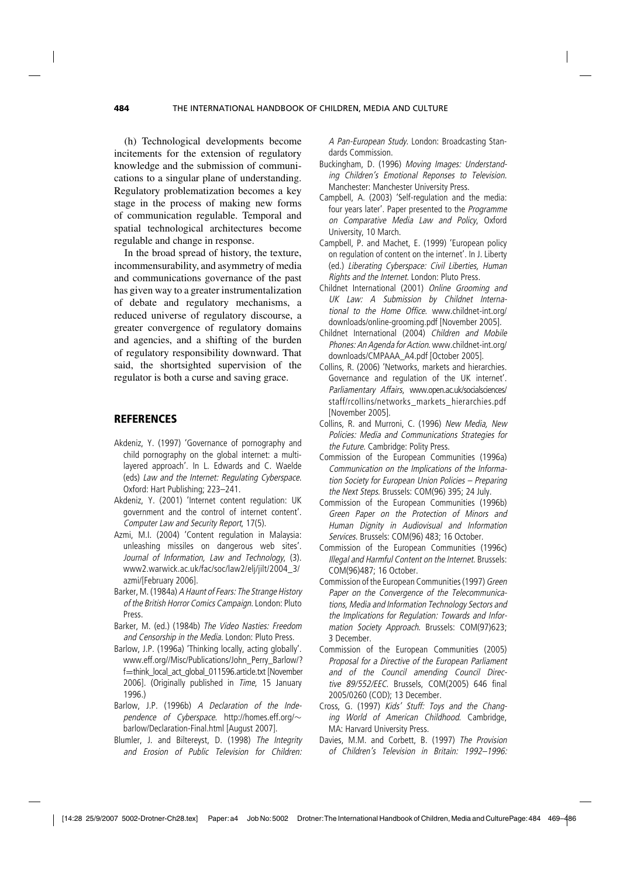(h) Technological developments become incitements for the extension of regulatory knowledge and the submission of communications to a singular plane of understanding. Regulatory problematization becomes a key stage in the process of making new forms of communication regulable. Temporal and spatial technological architectures become regulable and change in response.

In the broad spread of history, the texture, incommensurability, and asymmetry of media and communications governance of the past has given way to a greater instrumentalization of debate and regulatory mechanisms, a reduced universe of regulatory discourse, a greater convergence of regulatory domains and agencies, and a shifting of the burden of regulatory responsibility downward. That said, the shortsighted supervision of the regulator is both a curse and saving grace.

## REFERENCES

Akdeniz, Y. (1997) 'Governance of pornography and child pornography on the global internet: a multi-layered approach'. In L. Edwards and C. Waelde (eds) *Law and the Internet: Regulating Cyberspace*. Oxford: Hart Publishing; 223–241.

Akdeniz, Y. (2001) 'Internet content regulation: UK government and the control of internet content'. *Computer Law and Security Report*, 17(5).

Azmi, M.I. (2004) 'Content regulation in Malaysia: unleashing missiles on dangerous web sites'. *Journal of Information, Law and Technology*, (3). www2.warwick.ac.uk/fac/soc/law2/elj/jilt/2004_3/azmi/[February 2006].

Barker, M. (1984a) *A Haunt of Fears: The Strange History of the British Horror Comics Campaign*. London: Pluto Press.

Barker, M. (ed.) (1984b) *The Video Nasties: Freedom and Censorship in the Media*. London: Pluto Press.

Barlow, J.P. (1996a) 'Thinking locally, acting globally'. www.eff.org//Misc/Publications/John_Perry_Barlow/?f=think_local_act_global_011596.article.txt [November 2006]. (Originally published in *Time*, 15 January 1996.)

Barlow, J.P. (1996b) *A Declaration of the Independence of Cyberspace*. http://homes.eff.org/~barlow/Declaration-Final.html [August 2007].

Blumler, J. and Biltereyst, D. (1998) *The Integrity and Erosion of Public Television for Children: A Pan-European Study*. London: Broadcasting Standards Commission.

Buckingham, D. (1996) *Moving Images: Understanding Children's Emotional Reponses to Television*. Manchester: Manchester University Press.

Campbell, A. (2003) 'Self-regulation and the media: four years later'. Paper presented to the *Programme on Comparative Media Law and Policy*, Oxford University, 10 March.

Campbell, P. and Machet, E. (1999) 'European policy on regulation of content on the internet'. In J. Liberty (ed.) *Liberating Cyberspace: Civil Liberties, Human Rights and the Internet*. London: Pluto Press.

Childnet International (2001) *Online Grooming and UK Law: A Submission by Childnet International to the Home Office*. www.childnet-int.org/downloads/online-grooming.pdf [November 2005].

Childnet International (2004) *Children and Mobile Phones: An Agenda for Action*. www.childnet-int.org/downloads/CMPAAA_A4.pdf [October 2005].

Collins, R. (2006) 'Networks, markets and hierarchies. Governance and regulation of the UK internet'. *Parliamentary Affairs*, www.open.ac.uk/socialsciences/staff/rcollins/networks_markets_hierarchies.pdf [November 2005].

Collins, R. and Murroni, C. (1996) *New Media, New Policies: Media and Communications Strategies for the Future*. Cambridge: Polity Press.

Commission of the European Communities (1996a) *Communication on the Implications of the Information Society for European Union Policies – Preparing the Next Steps*. Brussels: COM(96) 395; 24 July.

Commission of the European Communities (1996b) *Green Paper on the Protection of Minors and Human Dignity in Audiovisual and Information Services*. Brussels: COM(96) 483; 16 October.

Commission of the European Communities (1996c) *Illegal and Harmful Content on the Internet*. Brussels: COM(96)487; 16 October.

Commission of the European Communities (1997) *Green Paper on the Convergence of the Telecommunications, Media and Information Technology Sectors and the Implications for Regulation: Towards and Information Society Approach*. Brussels: COM(97)623; 3 December.

Commission of the European Communities (2005) *Proposal for a Directive of the European Parliament and of the Council amending Council Directive 89/552/EEC*. Brussels, COM(2005) 646 final 2005/0260 (COD); 13 December.

Cross, G. (1997) *Kids' Stuff: Toys and the Changing World of American Childhood*. Cambridge, MA: Harvard University Press.

Davies, M.M. and Corbett, B. (1997) *The Provision of Children's Television in Britain: 1992–1996:*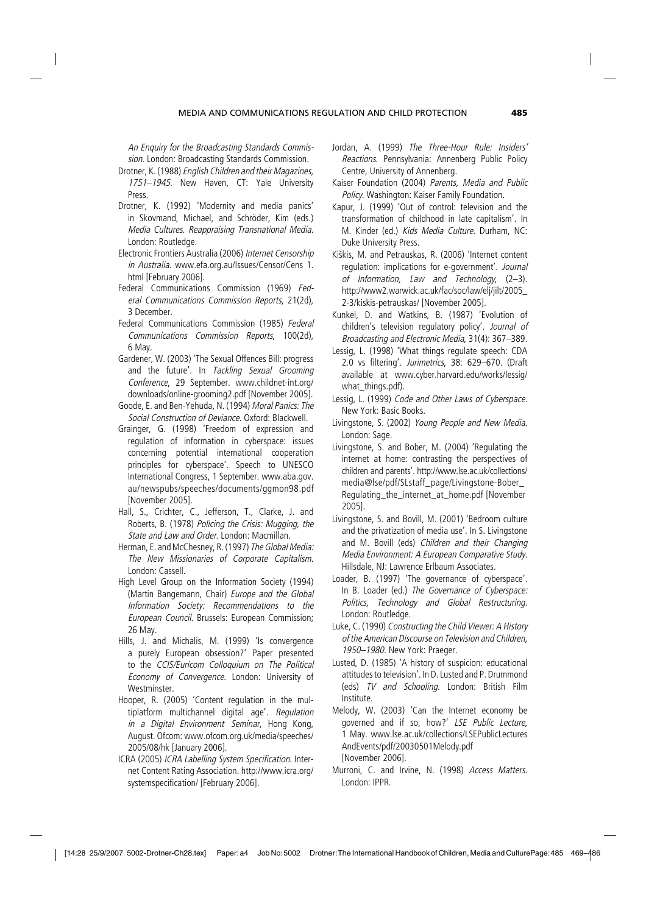*An Enquiry for the Broadcasting Standards Commission*. London: Broadcasting Standards Commission.

Drotner, K. (1988) *English Children and their Magazines, 1751–1945*. New Haven, CT: Yale University Press.

Drotner, K. (1992) 'Modernity and media panics' in Skovmand, Michael, and Schröder, Kim (eds.) *Media Cultures. Reappraising Transnational Media*. London: Routledge.

Electronic Frontiers Australia (2006) *Internet Censorship in Australia*. www.efa.org.au/Issues/Censor/Cens 1.html [February 2006].

Federal Communications Commission (1969) *Federal Communications Commission Reports*, 21(2d), 3 December.

Federal Communications Commission (1985) *Federal Communications Commission Reports*, 100(2d), 6 May.

Gardener, W. (2003) 'The Sexual Offences Bill: progress and the future'. In *Tackling Sexual Grooming Conference*, 29 September. www.childnet-int.org/downloads/online-grooming2.pdf [November 2005].

Goode, E. and Ben-Yehuda, N. (1994) *Moral Panics: The Social Construction of Deviance*. Oxford: Blackwell.

Grainger, G. (1998) 'Freedom of expression and regulation of information in cyberspace: issues concerning potential international cooperation principles for cyberspace'. Speech to UNESCO International Congress, 1 September. www.aba.gov.au/newspubs/speeches/documents/ggmon98.pdf [November 2005].

Hall, S., Crichter, C., Jefferson, T., Clarke, J. and Roberts, B. (1978) *Policing the Crisis: Mugging, the State and Law and Order*. London: Macmillan.

Herman, E. and McChesney, R. (1997) *The Global Media: The New Missionaries of Corporate Capitalism*. London: Cassell.

High Level Group on the Information Society (1994) (Martin Bangemann, Chair) *Europe and the Global Information Society: Recommendations to the European Council*. Brussels: European Commission; 26 May.

Hills, J. and Michalis, M. (1999) 'Is convergence a purely European obsession?' Paper presented to the *CCIS/Euricom Colloquium on The Political Economy of Convergence*. London: University of Westminster.

Hooper, R. (2005) 'Content regulation in the multiplatform multichannel digital age'. *Regulation in a Digital Environment Seminar*, Hong Kong, August. Ofcom: www.ofcom.org.uk/media/speeches/2005/08/hk [January 2006].

ICRA (2005) *ICRA Labelling System Specification*. Internet Content Rating Association. http://www.icra.org/systemspecification/ [February 2006].

Jordan, A. (1999) *The Three-Hour Rule: Insiders' Reactions*. Pennsylvania: Annenberg Public Policy Centre, University of Annenberg.

Kaiser Foundation (2004) *Parents, Media and Public Policy*. Washington: Kaiser Family Foundation.

Kapur, J. (1999) 'Out of control: television and the transformation of childhood in late capitalism'. In M. Kinder (ed.) *Kids Media Culture*. Durham, NC: Duke University Press.

Kiškis, M. and Petrauskas, R. (2006) 'Internet content regulation: implications for e-government'. *Journal of Information, Law and Technology*, (2–3). http://www2.warwick.ac.uk/fac/soc/law/elj/jilt/2005_2-3/kiskis-petrauskas/ [November 2005].

Kunkel, D. and Watkins, B. (1987) 'Evolution of children's television regulatory policy'. *Journal of Broadcasting and Electronic Media*, 31(4): 367–389.

Lessig, L. (1998) 'What things regulate speech: CDA 2.0 vs filtering'. *Jurimetrics*, 38: 629–670. (Draft available at www.cyber.harvard.edu/works/lessig/what_things.pdf).

Lessig, L. (1999) *Code and Other Laws of Cyberspace*. New York: Basic Books.

Livingstone, S. (2002) *Young People and New Media*. London: Sage.

Livingstone, S. and Bober, M. (2004) 'Regulating the internet at home: contrasting the perspectives of children and parents'. http://www.lse.ac.uk/collections/media@lse/pdf/SLstaff_page/Livingstone-Bober_Regulating_the_internet_at_home.pdf [November 2005].

Livingstone, S. and Bovill, M. (2001) 'Bedroom culture and the privatization of media use'. In S. Livingstone and M. Bovill (eds) *Children and their Changing Media Environment: A European Comparative Study*. Hillsdale, NJ: Lawrence Erlbaum Associates.

Loader, B. (1997) 'The governance of cyberspace'. In B. Loader (ed.) *The Governance of Cyberspace: Politics, Technology and Global Restructuring*. London: Routledge.

Luke, C. (1990) *Constructing the Child Viewer: A History of the American Discourse on Television and Children, 1950–1980*. New York: Praeger.

Lusted, D. (1985) 'A history of suspicion: educational attitudes to television'. In D. Lusted and P. Drummond (eds) *TV and Schooling*. London: British Film Institute.

Melody, W. (2003) 'Can the Internet economy be governed and if so, how?' *LSE Public Lecture*, 1 May. www.lse.ac.uk/collections/LSEPublicLectures AndEvents/pdf/20030501Melody.pdf [November 2006].

Murroni, C. and Irvine, N. (1998) *Access Matters*. London: IPPR.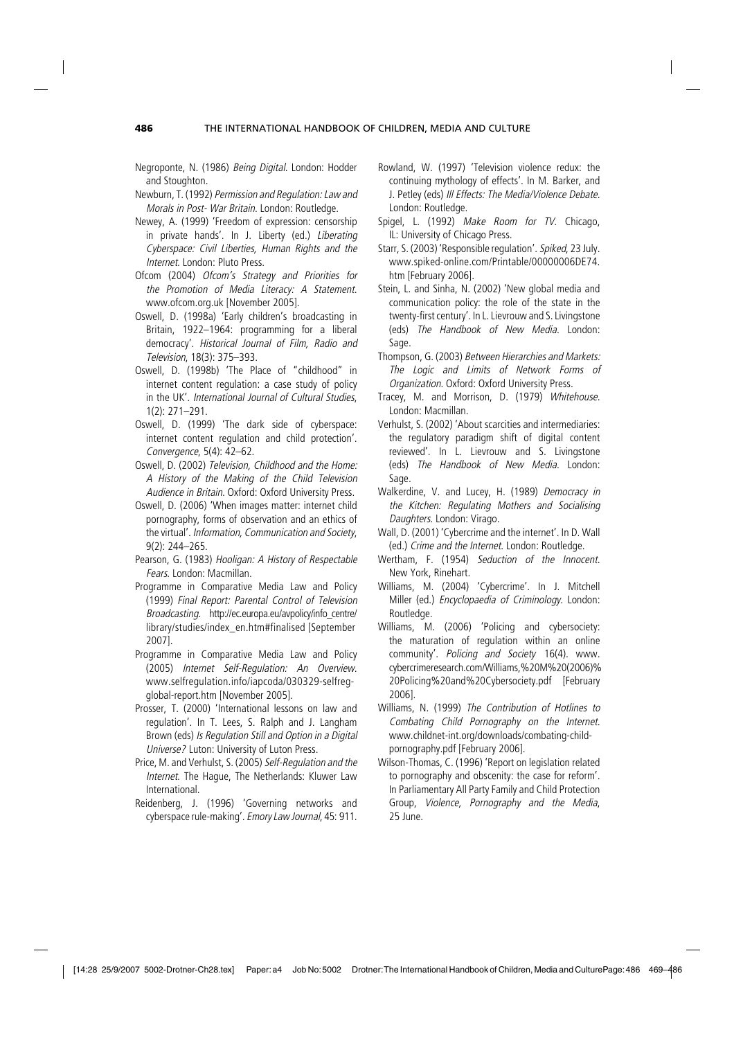Negroponte, N. (1986) *Being Digital*. London: Hodder and Stoughton.

Newburn, T. (1992) *Permission and Regulation: Law and Morals in Post- War Britain*. London: Routledge.

Newey, A. (1999) 'Freedom of expression: censorship in private hands'. In J. Liberty (ed.) *Liberating Cyberspace: Civil Liberties, Human Rights and the Internet*. London: Pluto Press.

Ofcom (2004) *Ofcom's Strategy and Priorities for the Promotion of Media Literacy: A Statement*. www.ofcom.org.uk [November 2005].

Oswell, D. (1998a) 'Early children's broadcasting in Britain, 1922–1964: programming for a liberal democracy'. *Historical Journal of Film, Radio and Television*, 18(3): 375–393.

Oswell, D. (1998b) 'The Place of "childhood" in internet content regulation: a case study of policy in the UK'. *International Journal of Cultural Studies*, 1(2): 271–291.

Oswell, D. (1999) 'The dark side of cyberspace: internet content regulation and child protection'. *Convergence*, 5(4): 42–62.

Oswell, D. (2002) *Television, Childhood and the Home: A History of the Making of the Child Television Audience in Britain*. Oxford: Oxford University Press.

Oswell, D. (2006) 'When images matter: internet child pornography, forms of observation and an ethics of the virtual'. *Information, Communication and Society*, 9(2): 244–265.

Pearson, G. (1983) *Hooligan: A History of Respectable Fears*. London: Macmillan.

Programme in Comparative Media Law and Policy (1999) *Final Report: Parental Control of Television Broadcasting*. http://ec.europa.eu/avpolicy/info_centre/library/studies/index_en.htm#finalised [September 2007].

Programme in Comparative Media Law and Policy (2005) *Internet Self-Regulation: An Overview*. www.selfregulation.info/iapcoda/030329-selfreg-global-report.htm [November 2005].

Prosser, T. (2000) 'International lessons on law and regulation'. In T. Lees, S. Ralph and J. Langham Brown (eds) *Is Regulation Still and Option in a Digital Universe?* Luton: University of Luton Press.

Price, M. and Verhulst, S. (2005) *Self-Regulation and the Internet*. The Hague, The Netherlands: Kluwer Law International.

Reidenberg, J. (1996) 'Governing networks and cyberspace rule-making'. *Emory Law Journal*, 45: 911.

Rowland, W. (1997) 'Television violence redux: the continuing mythology of effects'. In M. Barker, and J. Petley (eds) *Ill Effects: The Media/Violence Debate*. London: Routledge.

Spigel, L. (1992) *Make Room for TV*. Chicago, IL: University of Chicago Press.

Starr, S. (2003) 'Responsible regulation'. *Spiked*, 23 July. www.spiked-online.com/Printable/00000006DE74.htm [February 2006].

Stein, L. and Sinha, N. (2002) 'New global media and communication policy: the role of the state in the twenty-first century'. In L. Lievrouw and S. Livingstone (eds) *The Handbook of New Media*. London: Sage.

Thompson, G. (2003) *Between Hierarchies and Markets: The Logic and Limits of Network Forms of Organization*. Oxford: Oxford University Press.

Tracey, M. and Morrison, D. (1979) *Whitehouse*. London: Macmillan.

Verhulst, S. (2002) 'About scarcities and intermediaries: the regulatory paradigm shift of digital content reviewed'. In L. Lievrouw and S. Livingstone (eds) *The Handbook of New Media*. London: Sage.

Walkerdine, V. and Lucey, H. (1989) *Democracy in the Kitchen: Regulating Mothers and Socialising Daughters*. London: Virago.

Wall, D. (2001) 'Cybercrime and the internet'. In D. Wall (ed.) *Crime and the Internet*. London: Routledge.

Wertham, F. (1954) *Seduction of the Innocent*. New York, Rinehart.

Williams, M. (2004) 'Cybercrime'. In J. Mitchell Miller (ed.) *Encyclopaedia of Criminology*. London: Routledge.

Williams, M. (2006) 'Policing and cybersociety: the maturation of regulation within an online community'. *Policing and Society* 16(4). www.cybercrimeresearch.com/Williams,%20M%20(2006)%20Policing%20and%20Cybersociety.pdf [February 2006].

Williams, N. (1999) *The Contribution of Hotlines to Combating Child Pornography on the Internet*. www.childnet-int.org/downloads/combating-child-pornography.pdf [February 2006].

Wilson-Thomas, C. (1996) 'Report on legislation related to pornography and obscenity: the case for reform'. In Parliamentary All Party Family and Child Protection Group, *Violence, Pornography and the Media*, 25 June.